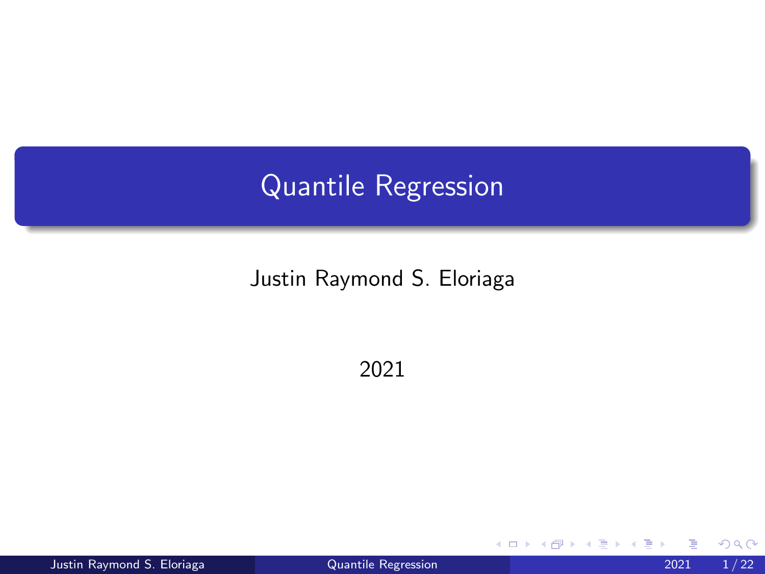# Quantile Regression

Justin Raymond S. Eloriaga

2021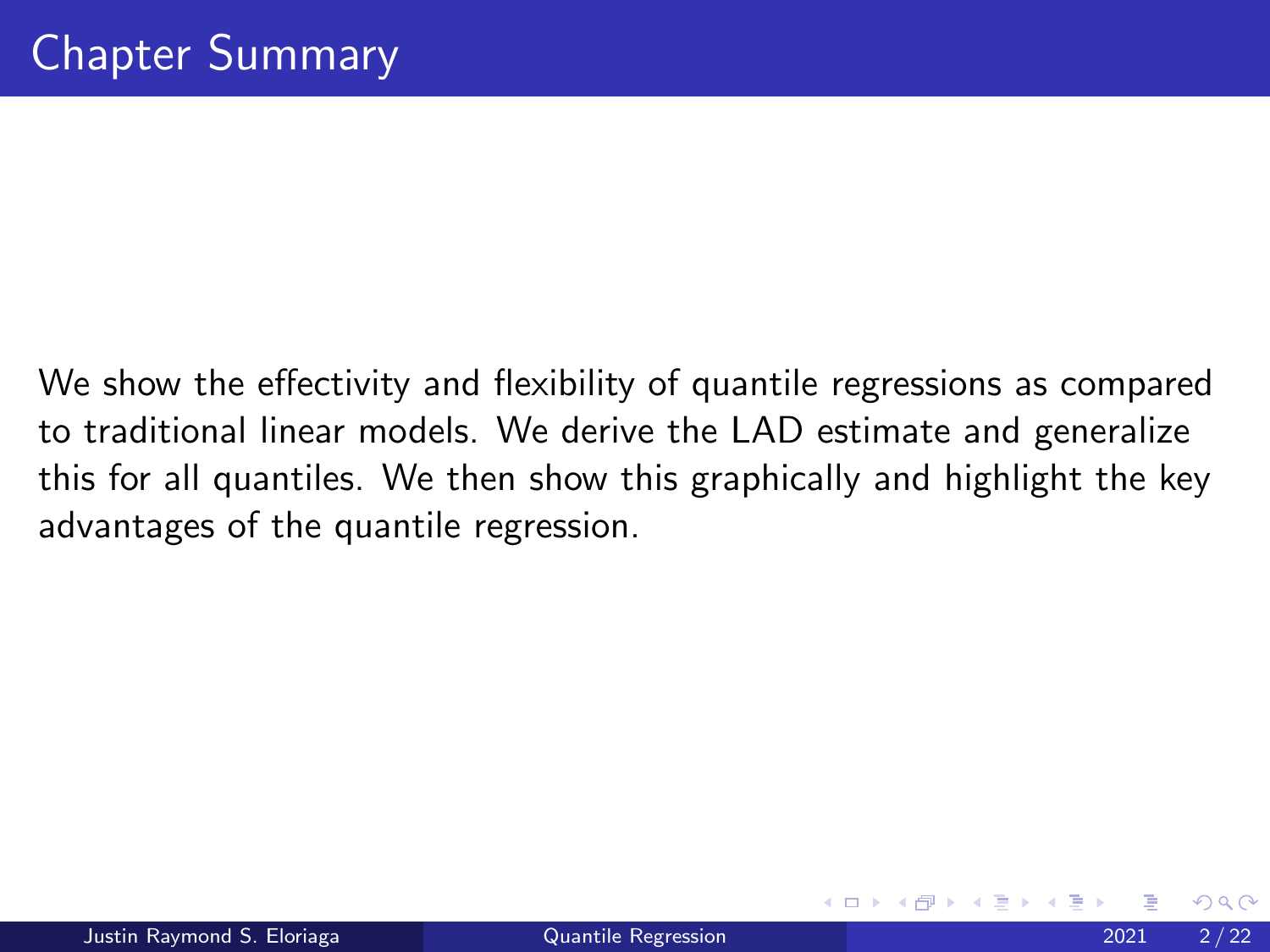# Chapter Summary

We show the effectivity and flexibility of quantile regressions as compared to traditional linear models. We derive the LAD estimate and generalize this for all quantiles. We then show this graphically and highlight the key advantages of the quantile regression.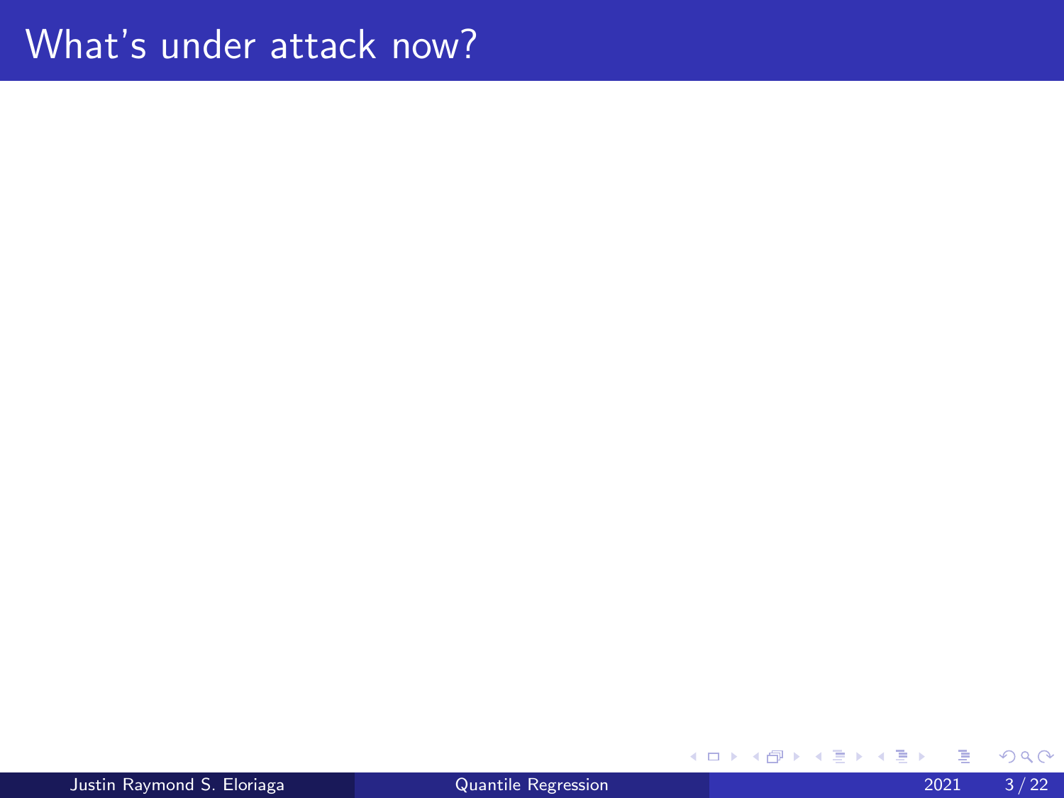# What's under attack now?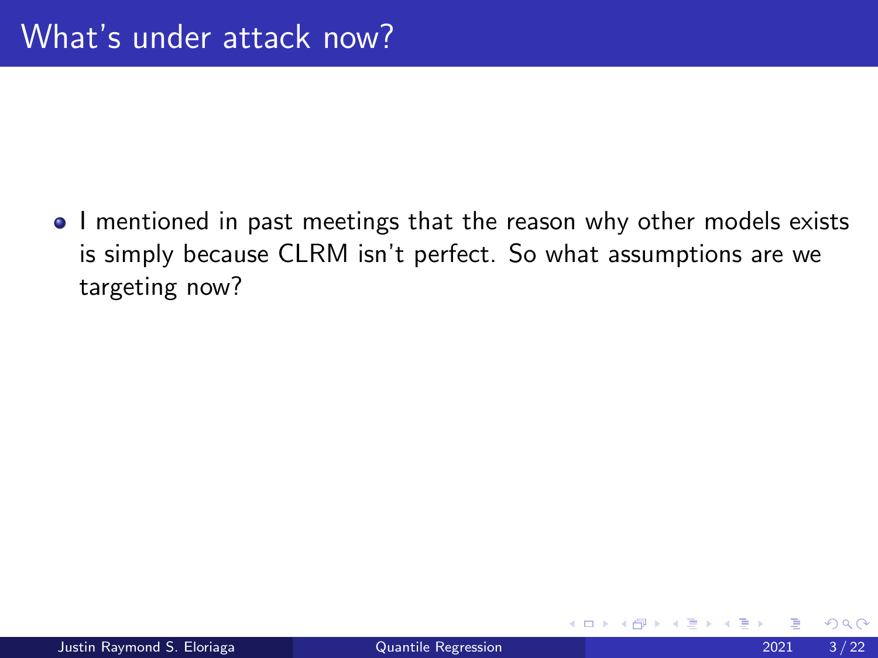# What's under attack now?

- I mentioned in past meetings that the reason why other models exists is simply because CLRM isn't perfect. So what assumptions are we targeting now?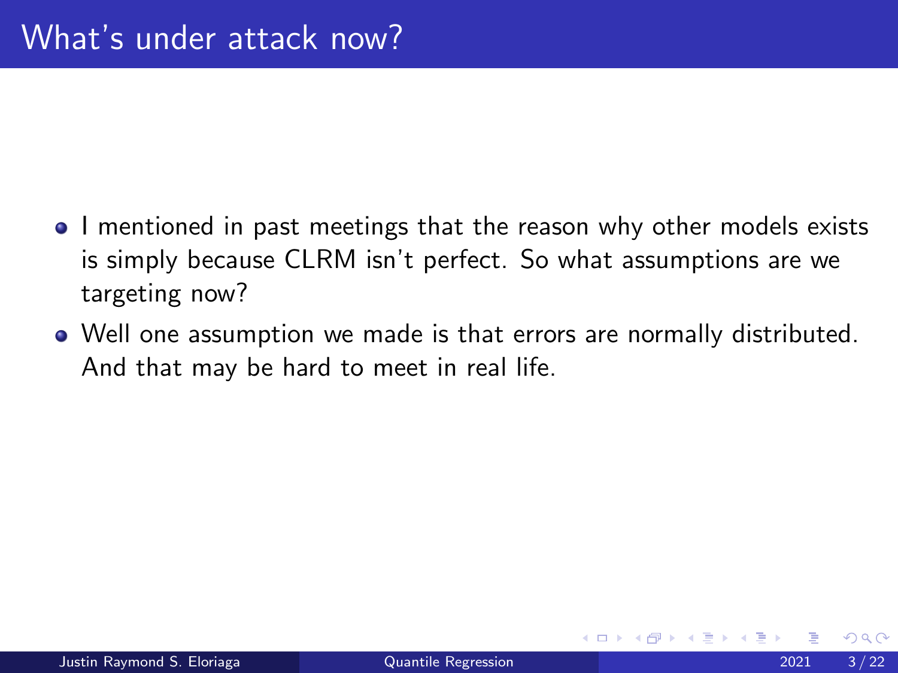# What's under attack now?

- I mentioned in past meetings that the reason why other models exists is simply because CLRM isn't perfect. So what assumptions are we targeting now?
- Well one assumption we made is that errors are normally distributed. And that may be hard to meet in real life.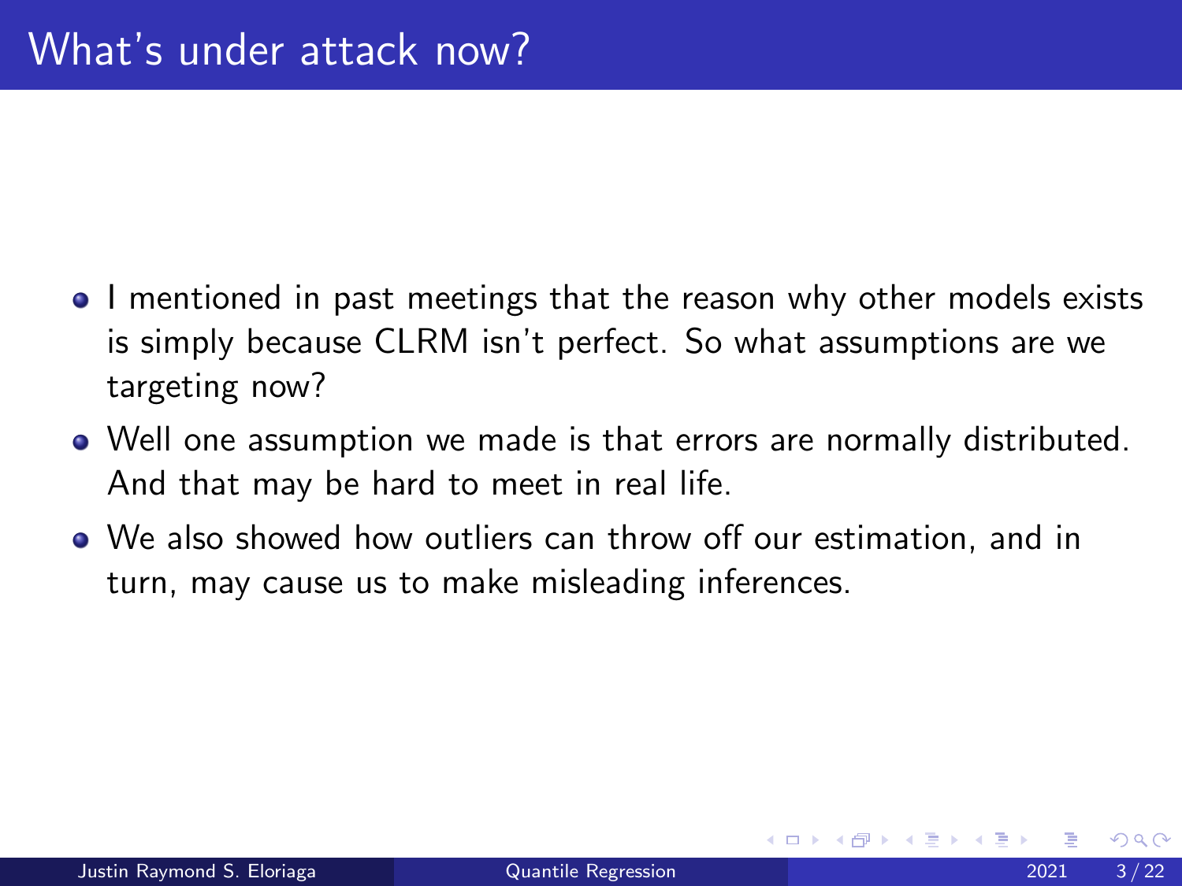# What's under attack now?

- I mentioned in past meetings that the reason why other models exists is simply because CLRM isn't perfect. So what assumptions are we targeting now?
- Well one assumption we made is that errors are normally distributed. And that may be hard to meet in real life.
- We also showed how outliers can throw off our estimation, and in turn, may cause us to make misleading inferences.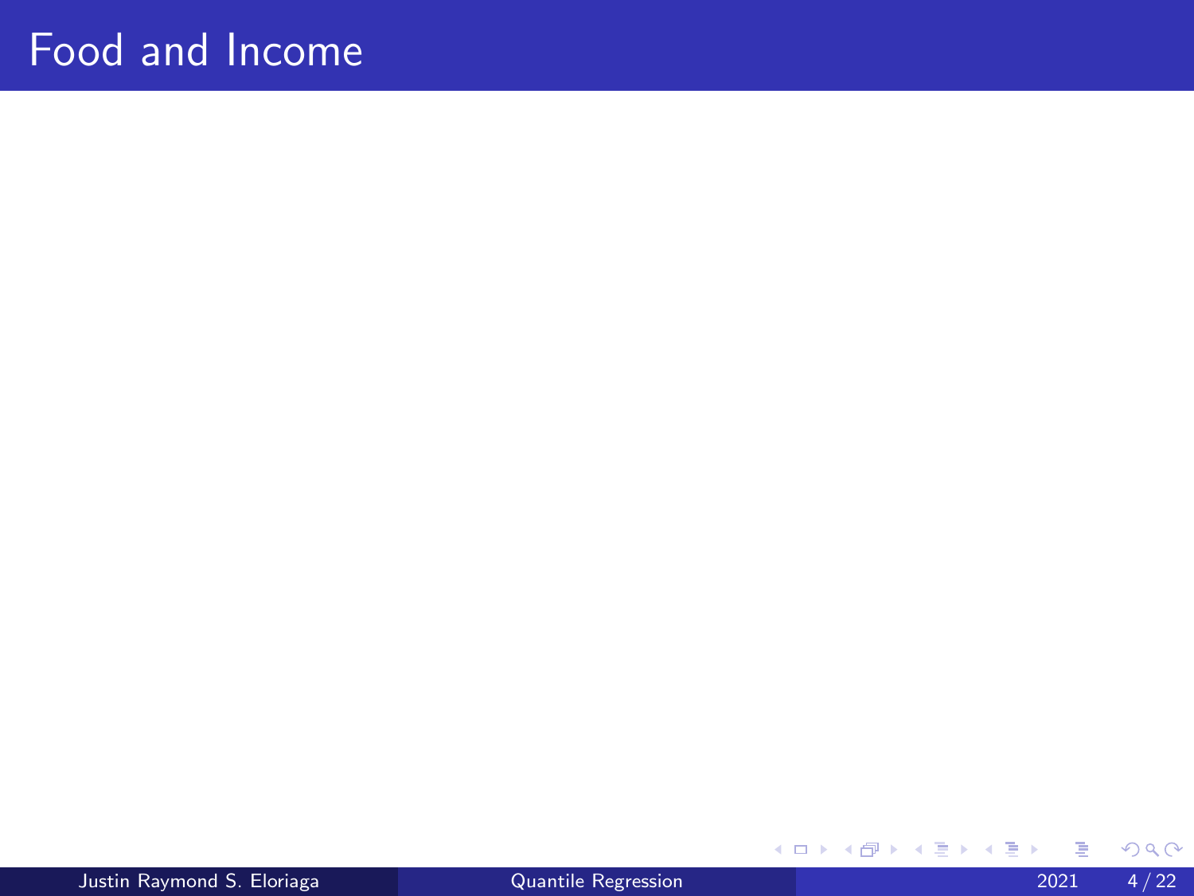# Food and Income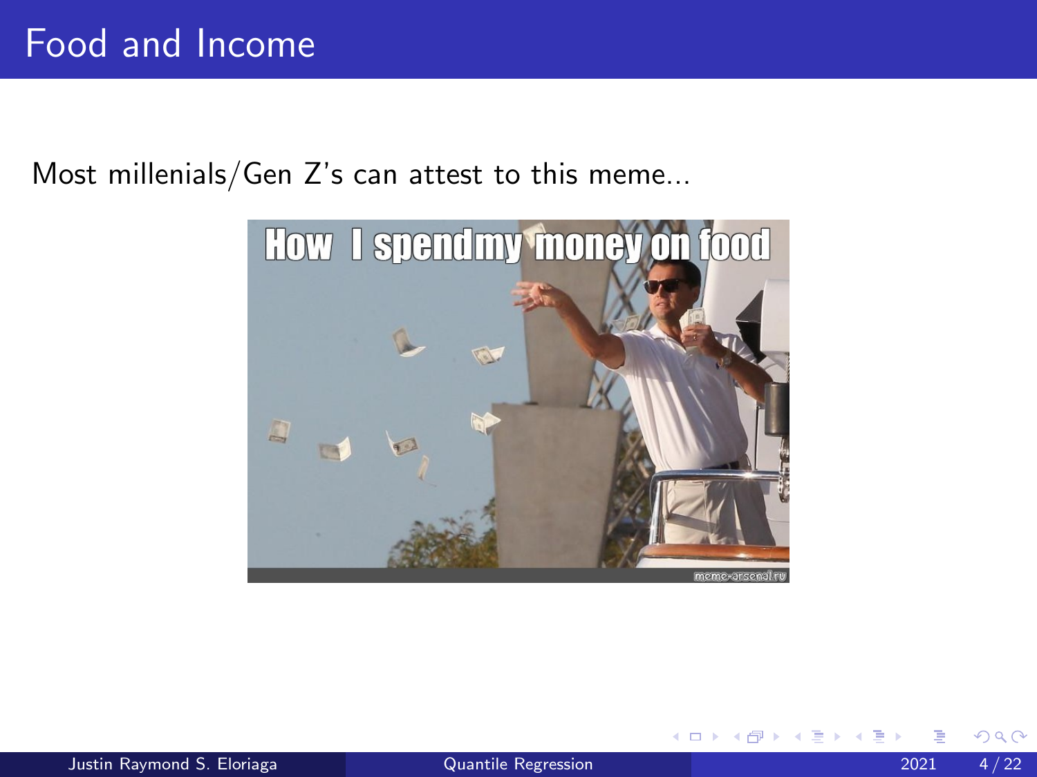# Food and Income

Most millenials/Gen Z's can attest to this meme...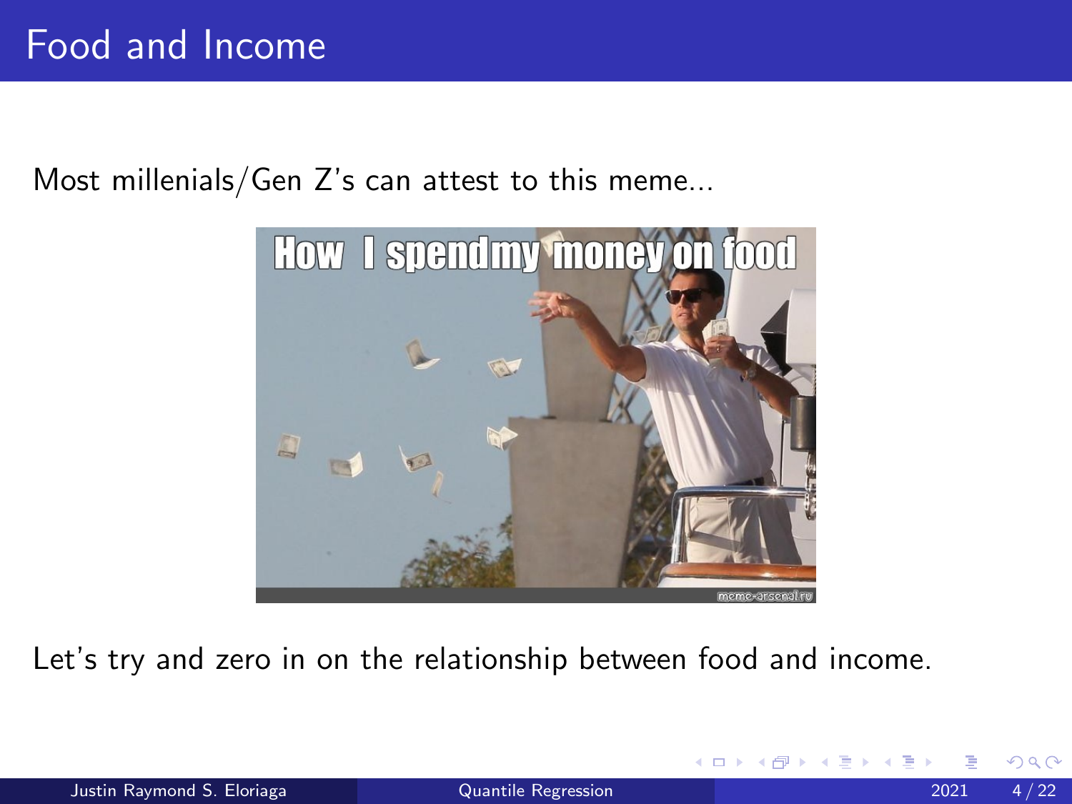# Food and Income

Most millenials/Gen Z's can attest to this meme...

Let's try and zero in on the relationship between food and income.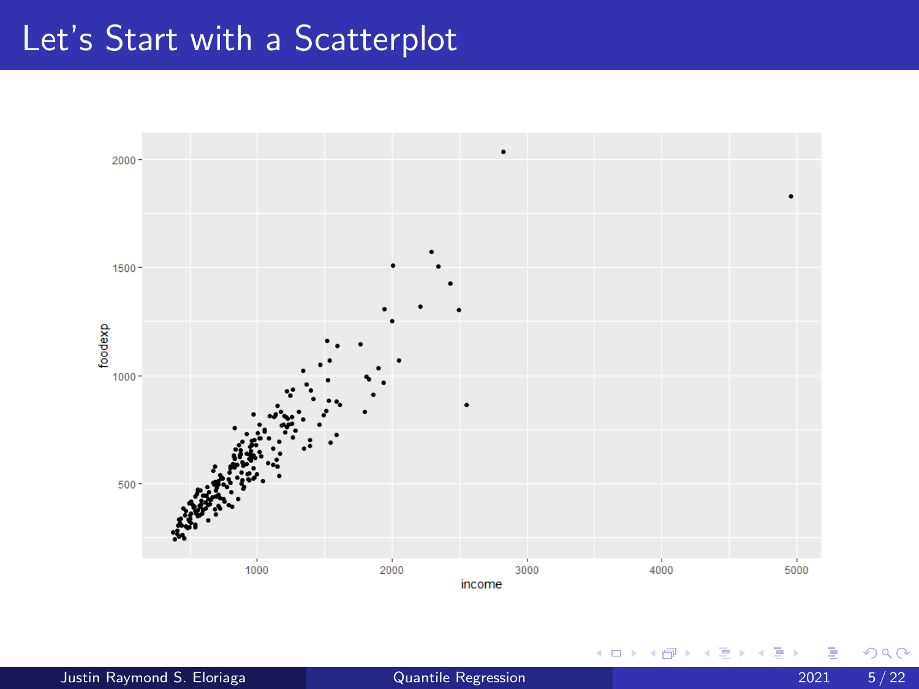# Let's Start with a Scatterplot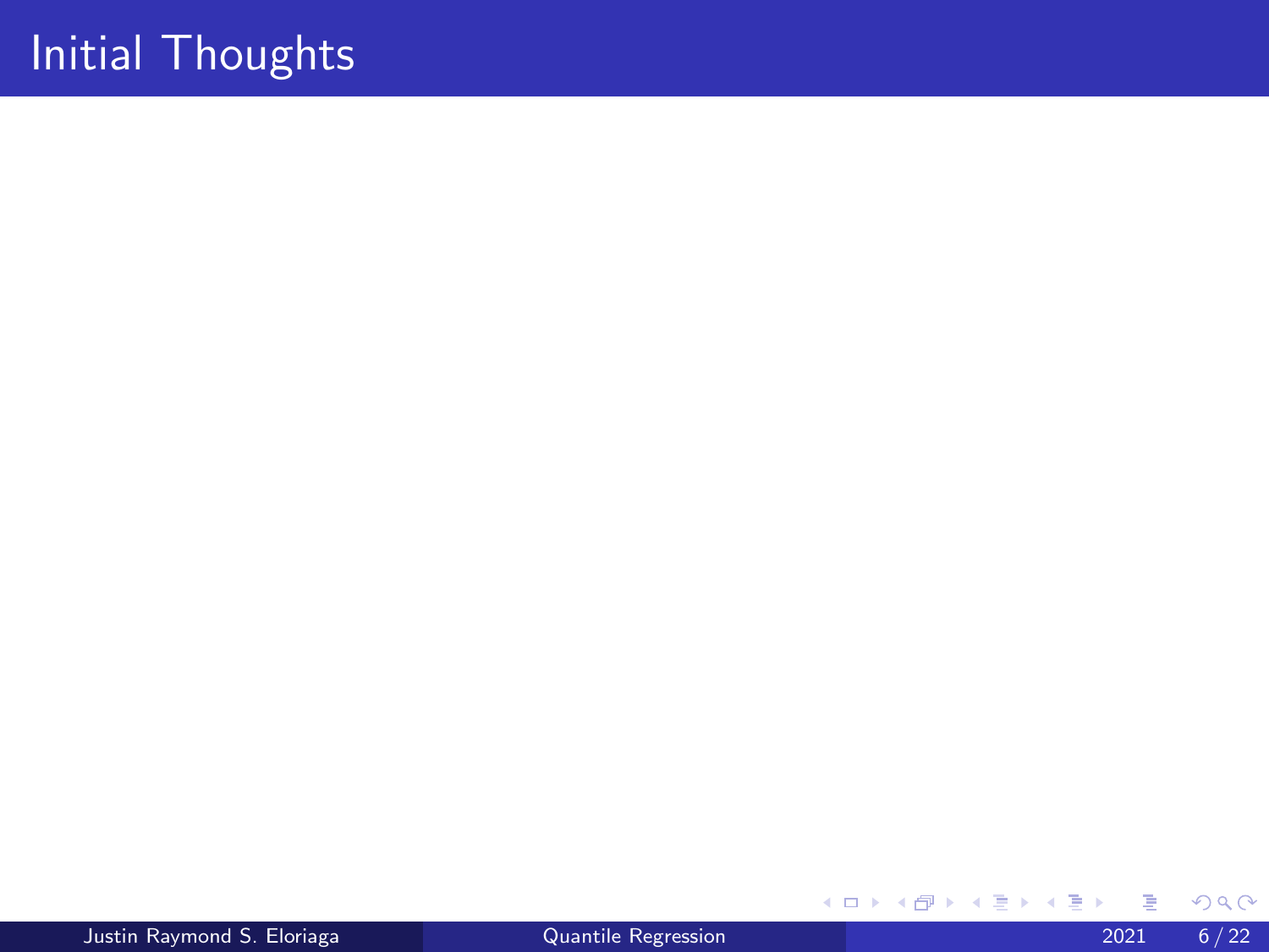# Initial Thoughts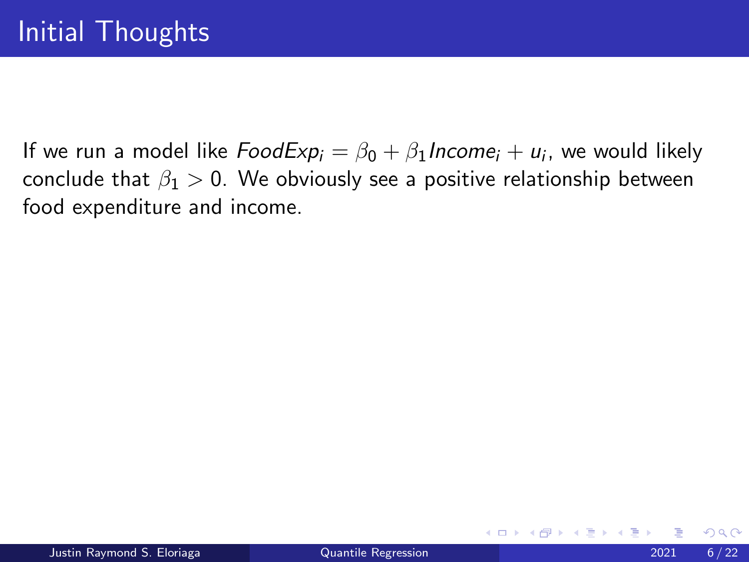# Initial Thoughts

If we run a model like $FoodExp_i = \beta_0 + \beta_1 Income_i + u_i$, we would likely conclude that $\beta_1 > 0$. We obviously see a positive relationship between food expenditure and income.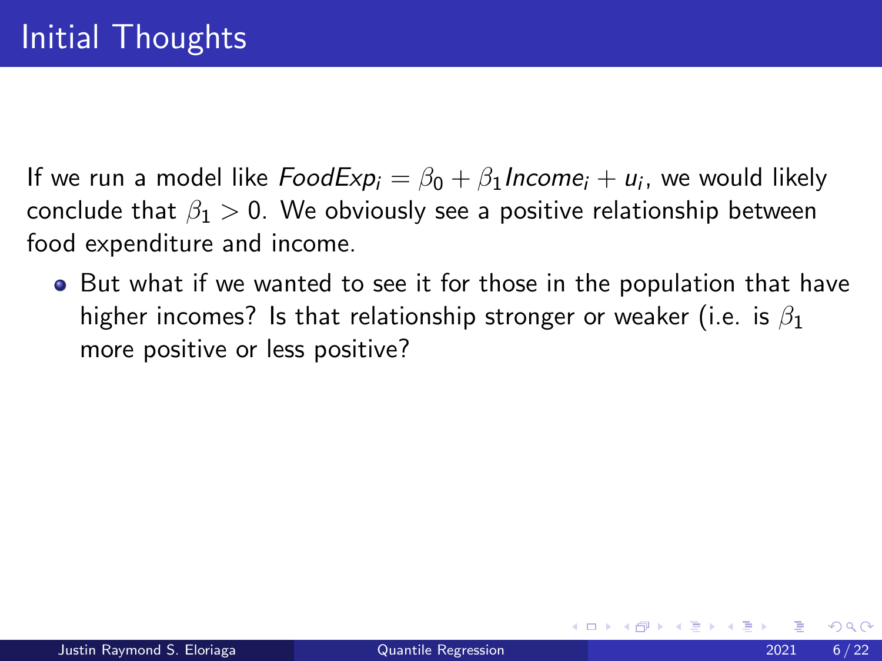# Initial Thoughts

If we run a model like $FoodExp_i = \beta_0 + \beta_1 Income_i + u_i$, we would likely conclude that $\beta_1 > 0$. We obviously see a positive relationship between food expenditure and income.

- But what if we wanted to see it for those in the population that have higher incomes? Is that relationship stronger or weaker (i.e. is $\beta_1$ more positive or less positive?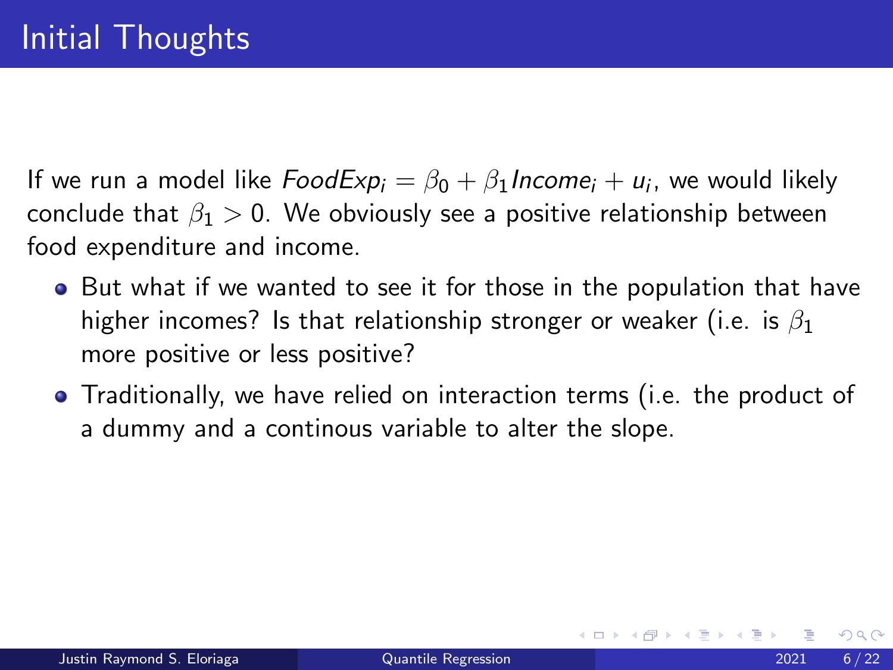# Initial Thoughts

If we run a model like $FoodExp_i = \beta_0 + \beta_1 Income_i + u_i$, we would likely conclude that $\beta_1 > 0$. We obviously see a positive relationship between food expenditure and income.

- But what if we wanted to see it for those in the population that have higher incomes? Is that relationship stronger or weaker (i.e. is $\beta_1$ more positive or less positive?
- Traditionally, we have relied on interaction terms (i.e. the product of a dummy and a continous variable to alter the slope.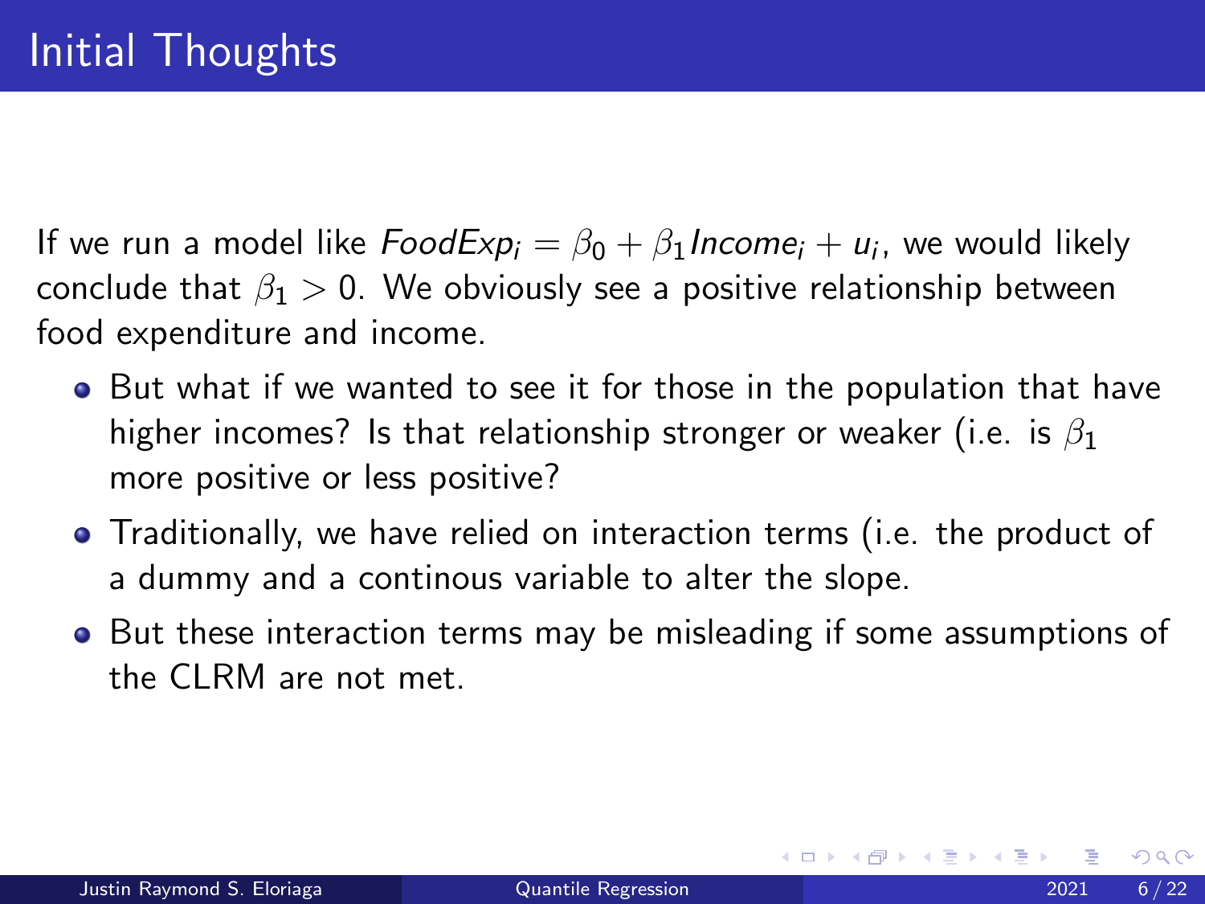# Initial Thoughts

If we run a model like $FoodExp_i = \beta_0 + \beta_1 Income_i + u_i$, we would likely conclude that $\beta_1 > 0$. We obviously see a positive relationship between food expenditure and income.

- But what if we wanted to see it for those in the population that have higher incomes? Is that relationship stronger or weaker (i.e. is $\beta_1$ more positive or less positive?
- Traditionally, we have relied on interaction terms (i.e. the product of a dummy and a continous variable to alter the slope.
- But these interaction terms may be misleading if some assumptions of the CLRM are not met.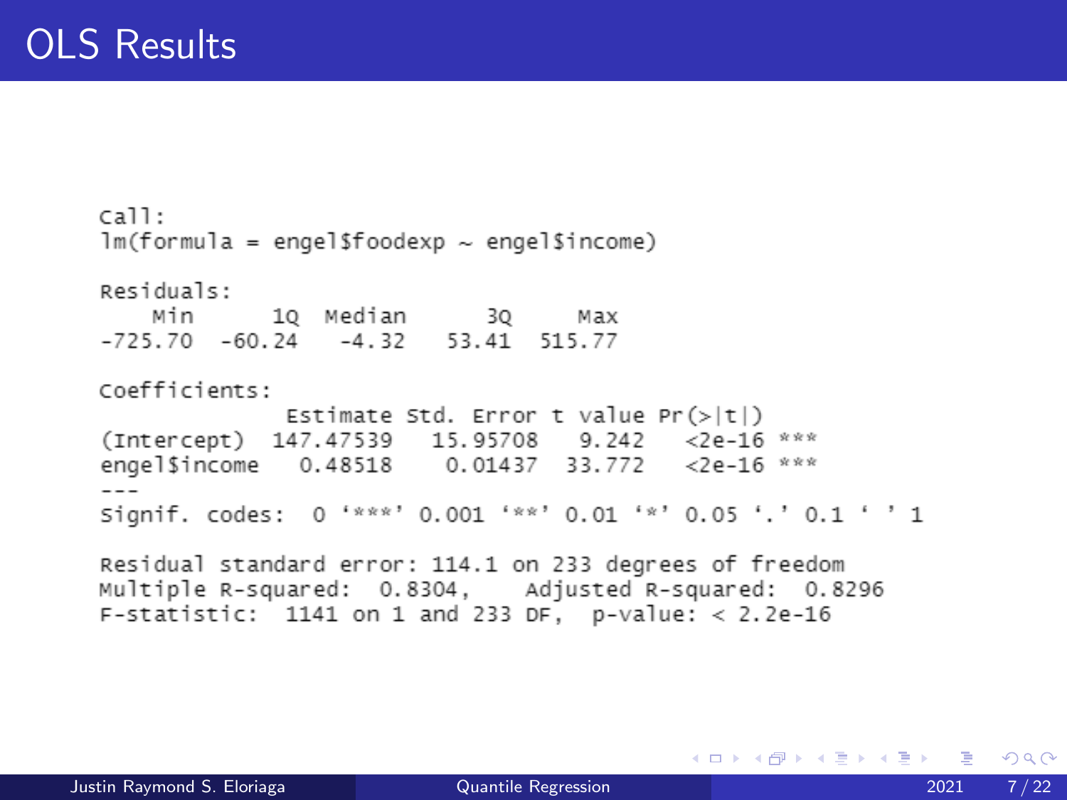# OLS Results

```
Call:
lm(formula = engel$foodexp ~ engel$income)

Residuals:
    Min      1Q  Median      3Q     Max 
-725.70  -60.24   -4.32   53.41  515.77 

Coefficients:
             Estimate Std. Error t value Pr(>|t|)    
(Intercept) 147.47539   15.95708   9.242   <2e-16 ***
engel$income  0.48518    0.01437  33.772   <2e-16 ***
---
Signif. codes:  0 '***' 0.001 '**' 0.01 '*' 0.05 '.' 0.1 ' ' 1

Residual standard error: 114.1 on 233 degrees of freedom
Multiple R-squared:  0.8304,	Adjusted R-squared:  0.8296 
F-statistic:  1141 on 1 and 233 DF,  p-value: < 2.2e-16
```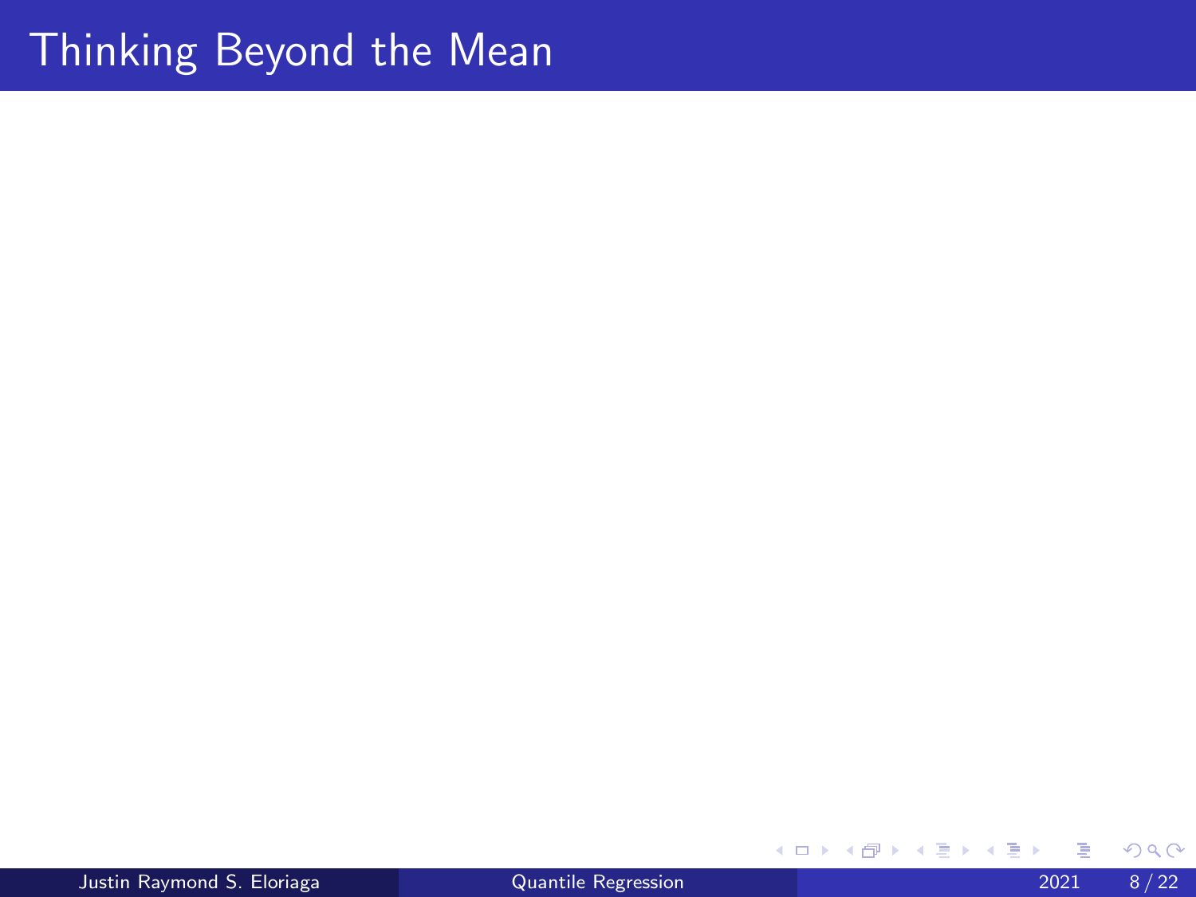# Thinking Beyond the Mean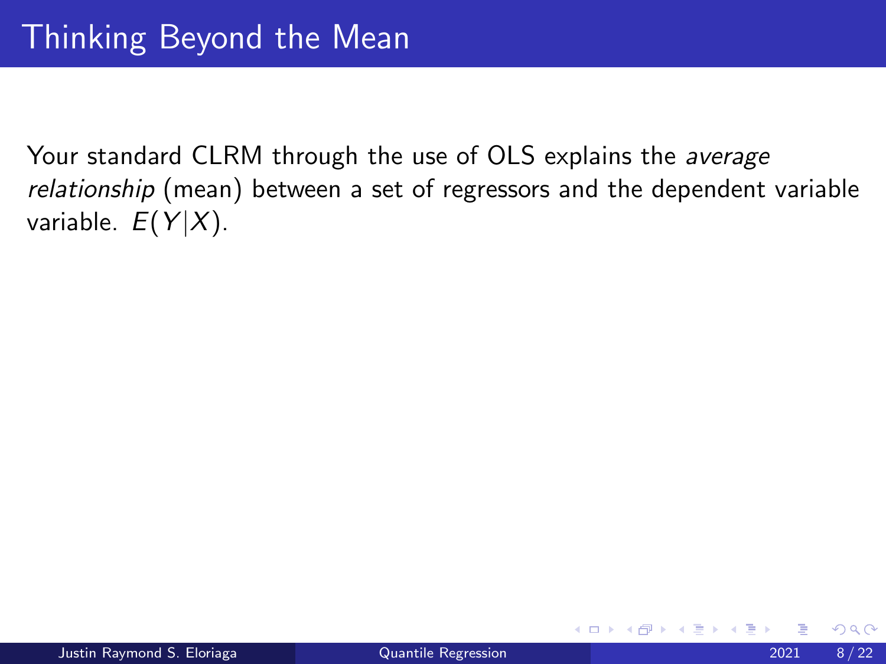# Thinking Beyond the Mean

Your standard CLRM through the use of OLS explains the *average relationship* (mean) between a set of regressors and the dependent variable variable. $E(Y|X)$.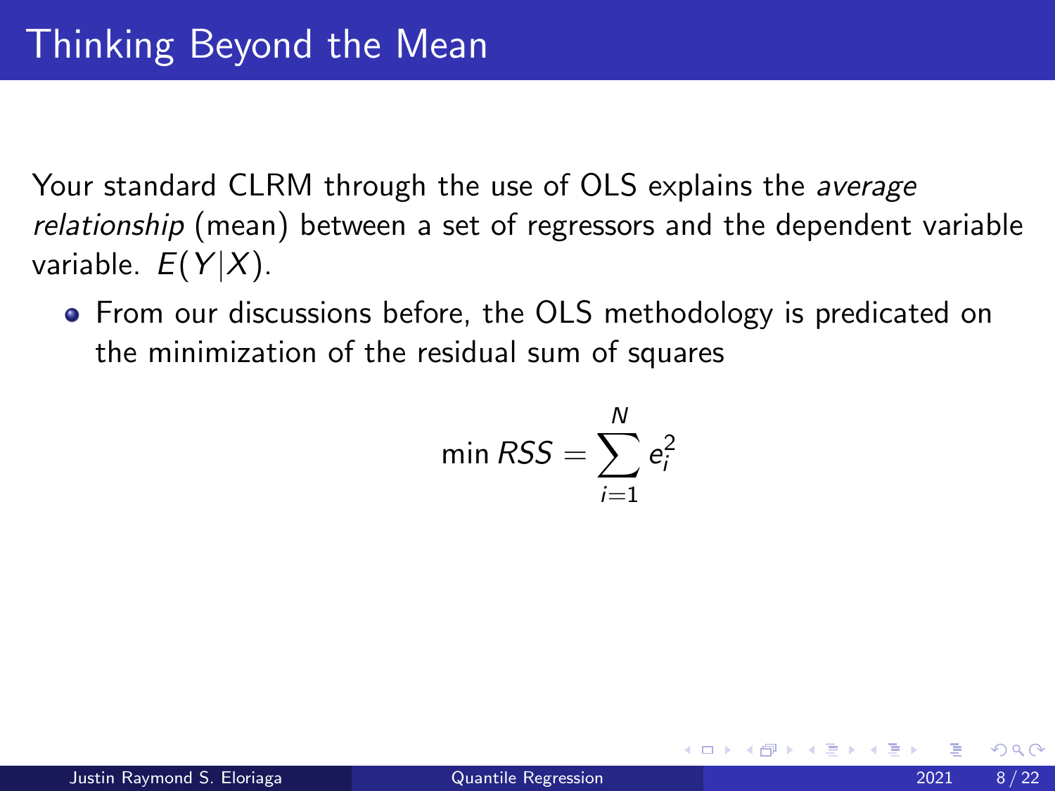# Thinking Beyond the Mean

Your standard CLRM through the use of OLS explains the *average relationship* (mean) between a set of regressors and the dependent variable variable. $E(Y|X)$.

- From our discussions before, the OLS methodology is predicated on the minimization of the residual sum of squares

$$\min RSS = \sum_{i=1}^{N} e_i^2$$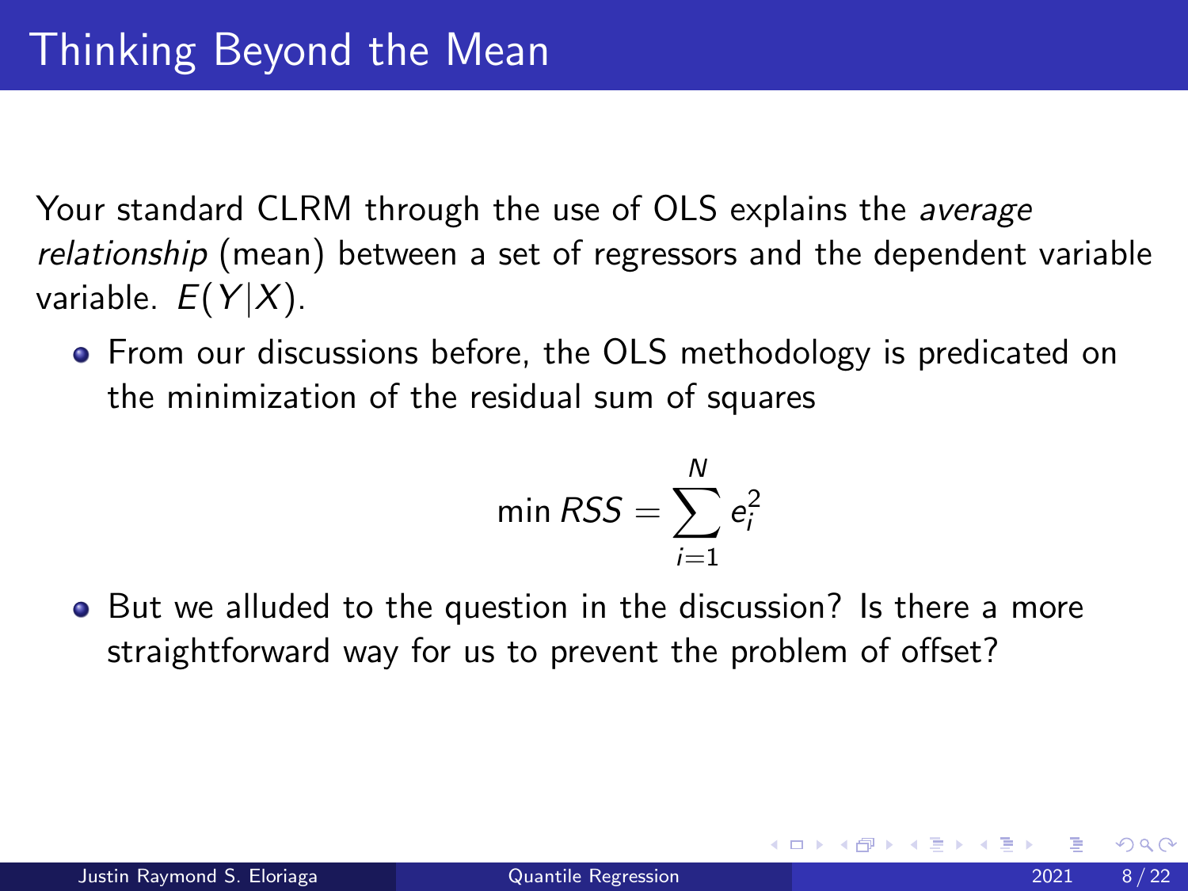# Thinking Beyond the Mean

Your standard CLRM through the use of OLS explains the *average relationship* (mean) between a set of regressors and the dependent variable variable. $E(Y|X)$.

- From our discussions before, the OLS methodology is predicated on the minimization of the residual sum of squares

$$\min RSS = \sum_{i=1}^{N} e_i^2$$

- But we alluded to the question in the discussion? Is there a more straightforward way for us to prevent the problem of offset?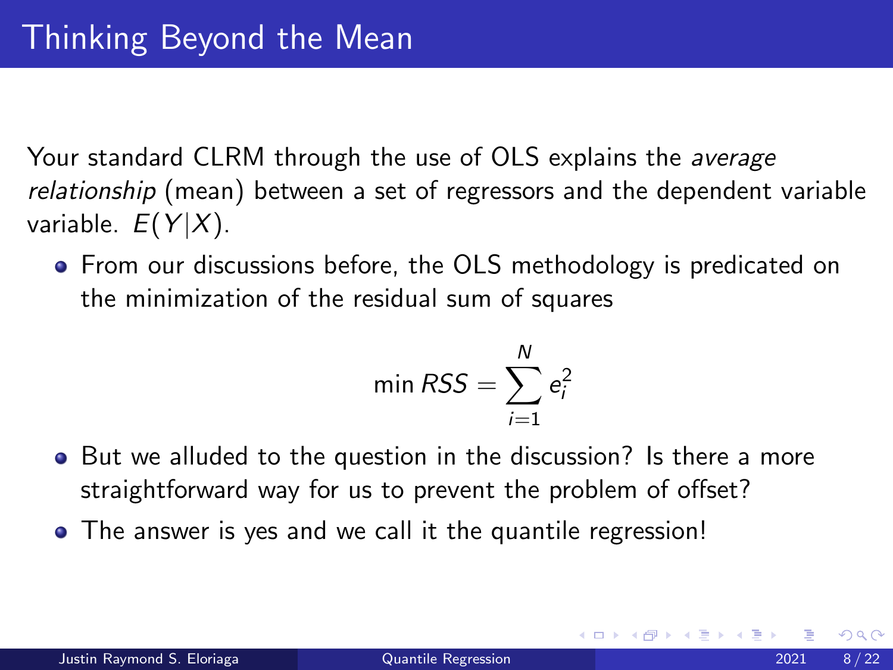# Thinking Beyond the Mean

Your standard CLRM through the use of OLS explains the *average relationship* (mean) between a set of regressors and the dependent variable variable. $E(Y|X)$.

- From our discussions before, the OLS methodology is predicated on the minimization of the residual sum of squares

$$\min RSS = \sum_{i=1}^{N} e_i^2$$

- But we alluded to the question in the discussion? Is there a more straightforward way for us to prevent the problem of offset?
- The answer is yes and we call it the quantile regression!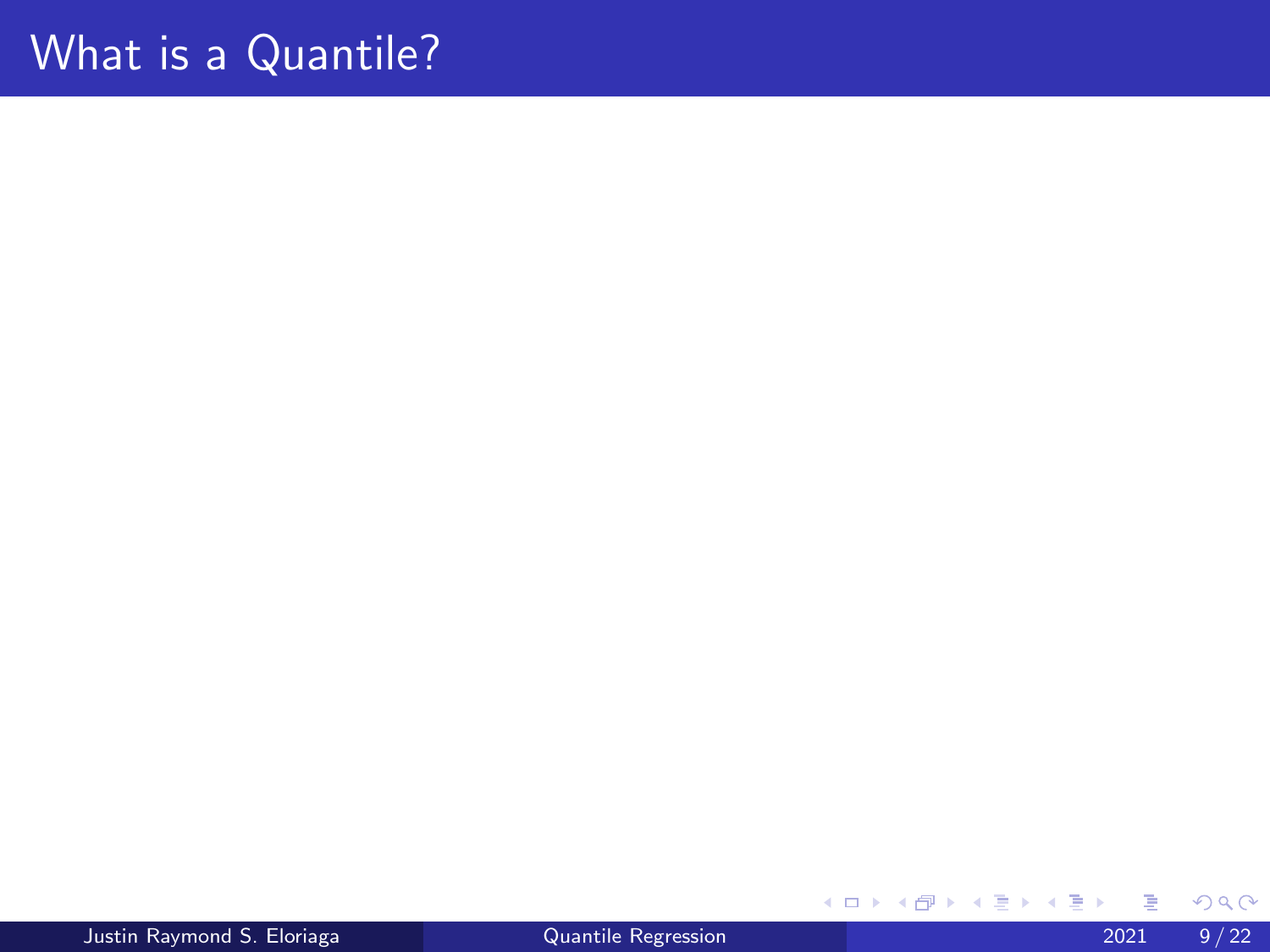# What is a Quantile?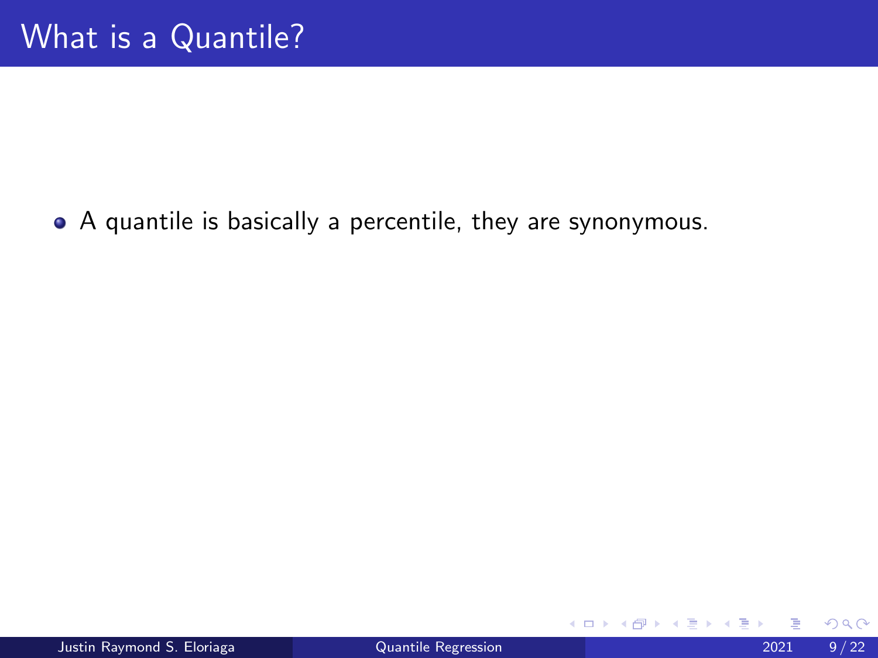# What is a Quantile?

- A quantile is basically a percentile, they are synonymous.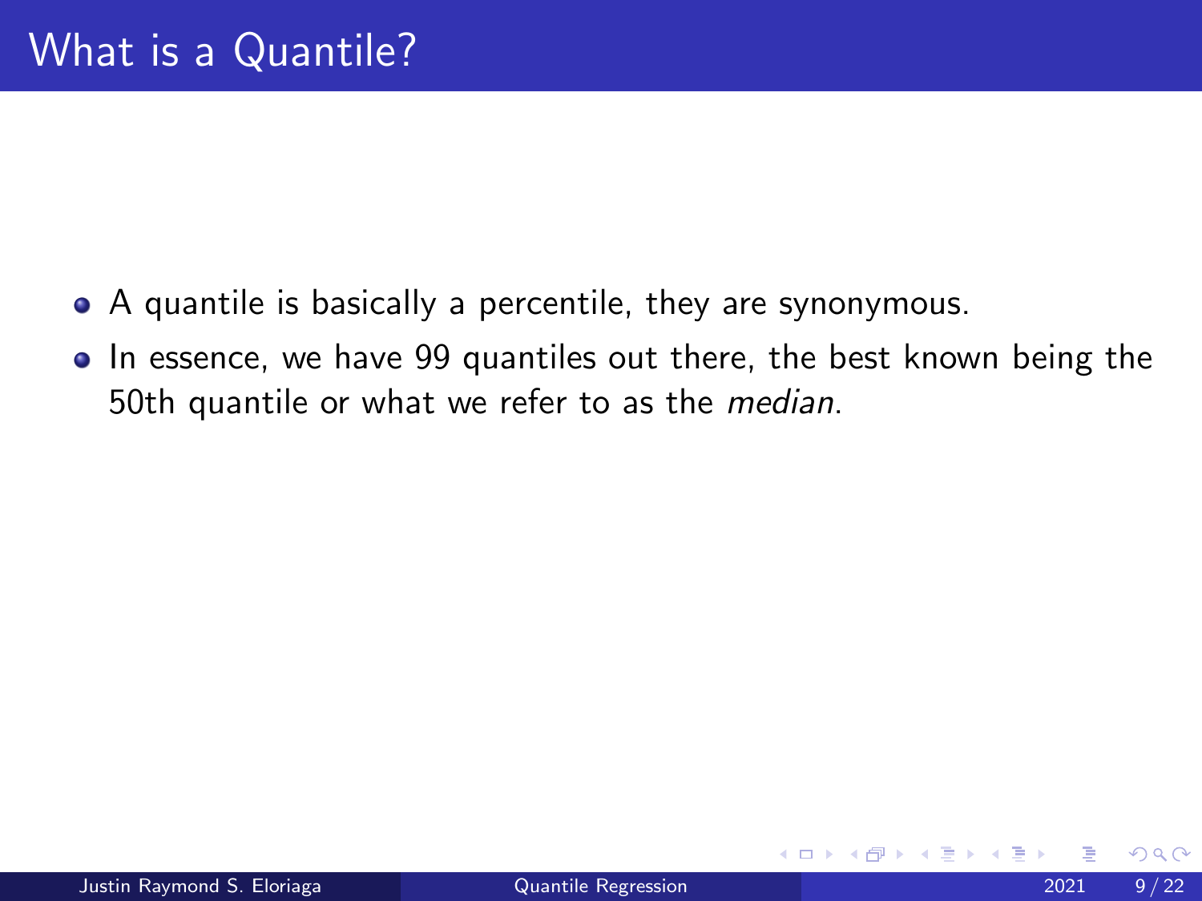# What is a Quantile?

- A quantile is basically a percentile, they are synonymous.
- In essence, we have 99 quantiles out there, the best known being the 50th quantile or what we refer to as the *median*.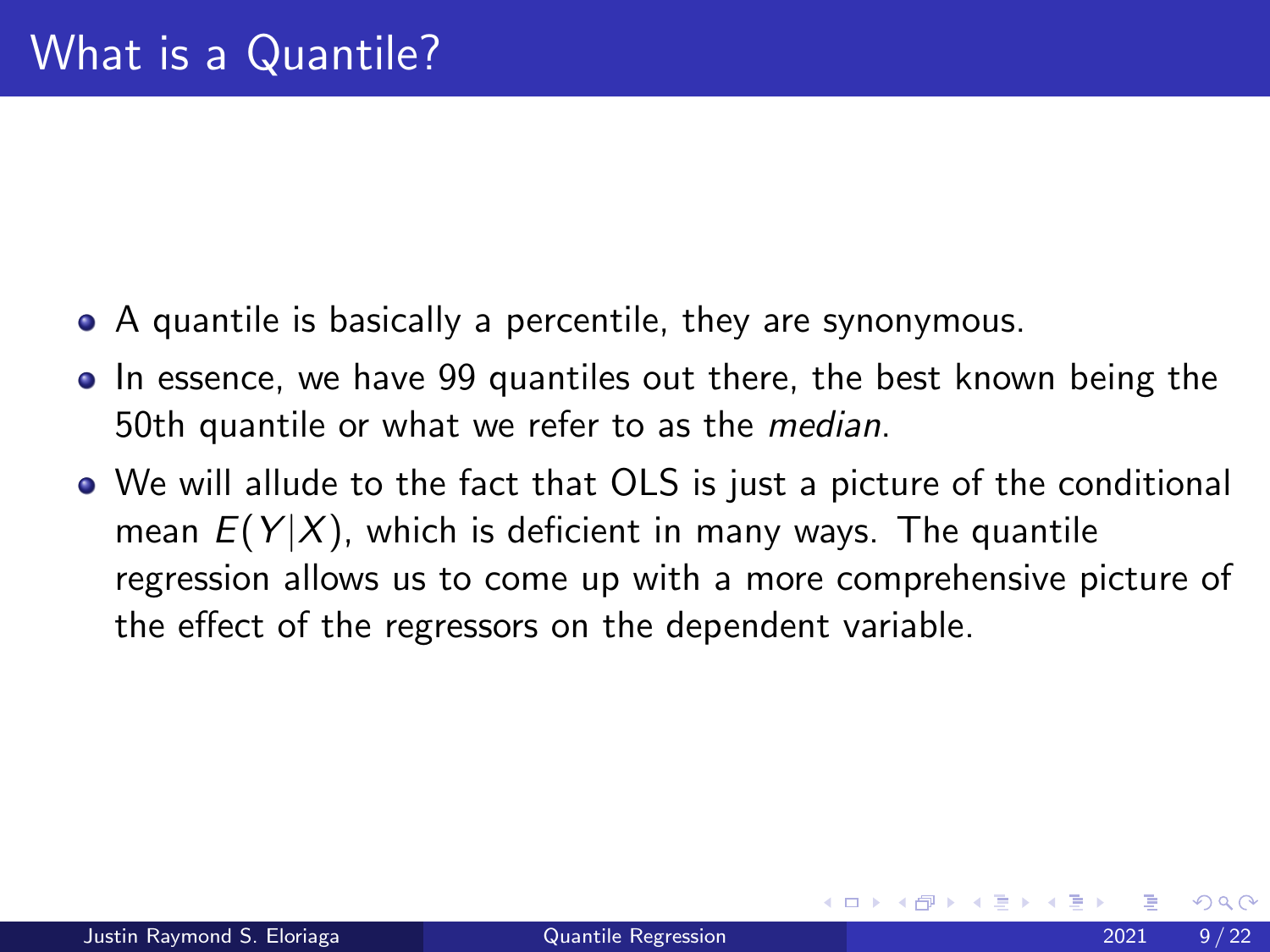# What is a Quantile?

- A quantile is basically a percentile, they are synonymous.
- In essence, we have 99 quantiles out there, the best known being the 50th quantile or what we refer to as the *median*.
- We will allude to the fact that OLS is just a picture of the conditional mean $E(Y|X)$, which is deficient in many ways. The quantile regression allows us to come up with a more comprehensive picture of the effect of the regressors on the dependent variable.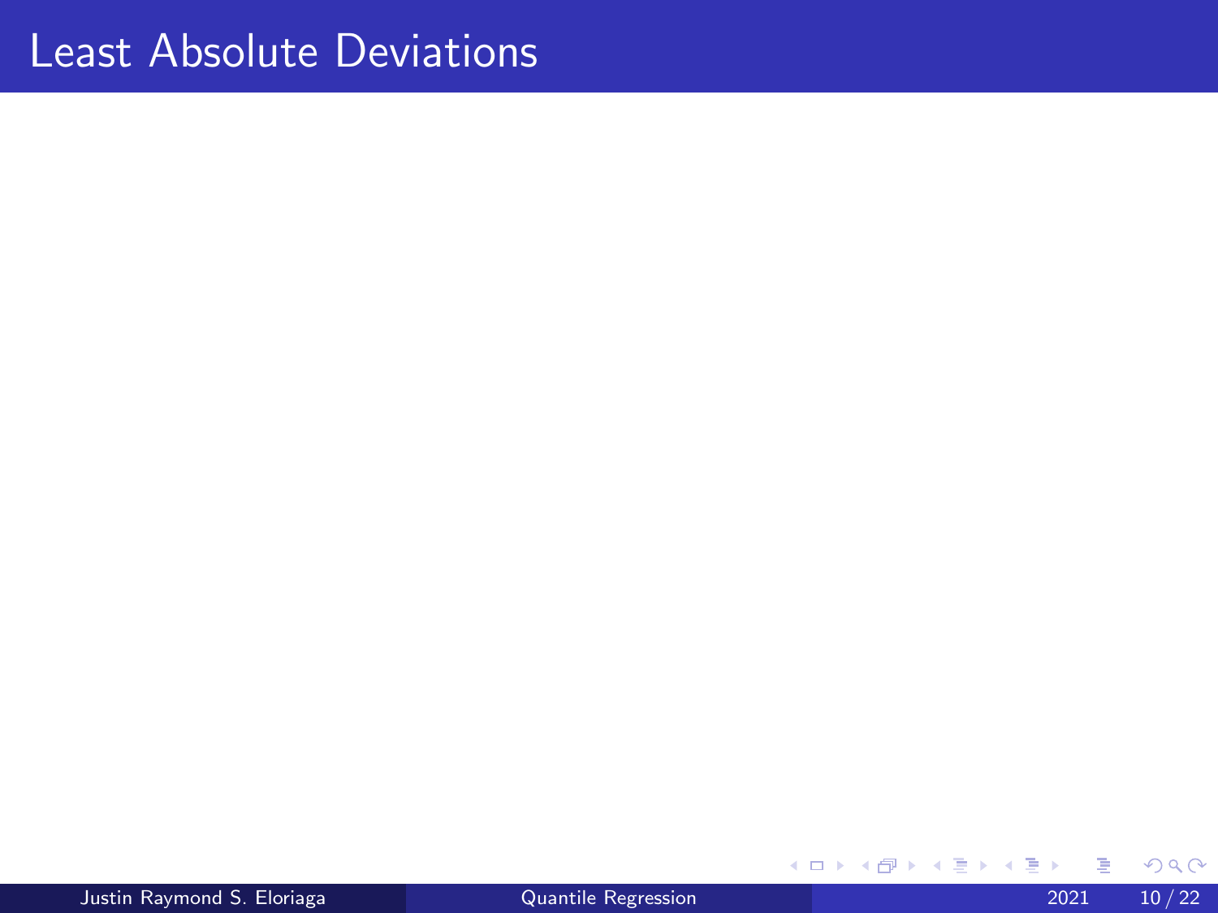# Least Absolute Deviations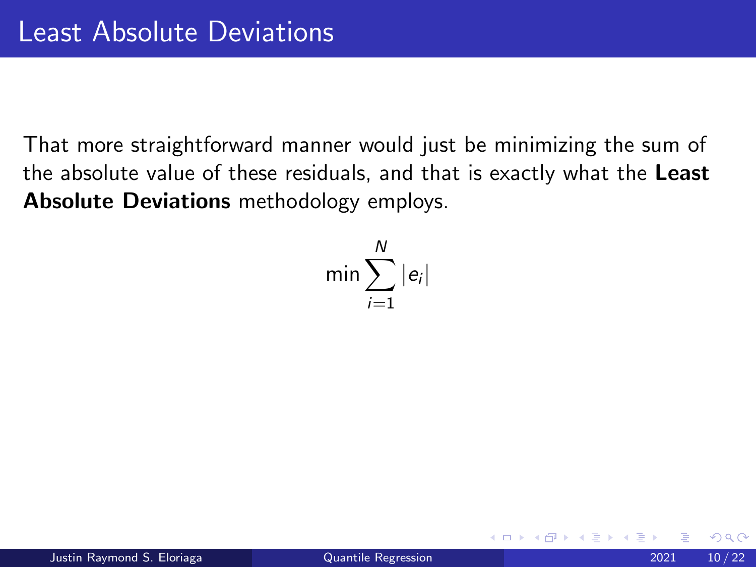# Least Absolute Deviations

That more straightforward manner would just be minimizing the sum of the absolute value of these residuals, and that is exactly what the **Least Absolute Deviations** methodology employs.

$$\min \sum_{i=1}^{N} |e_i|$$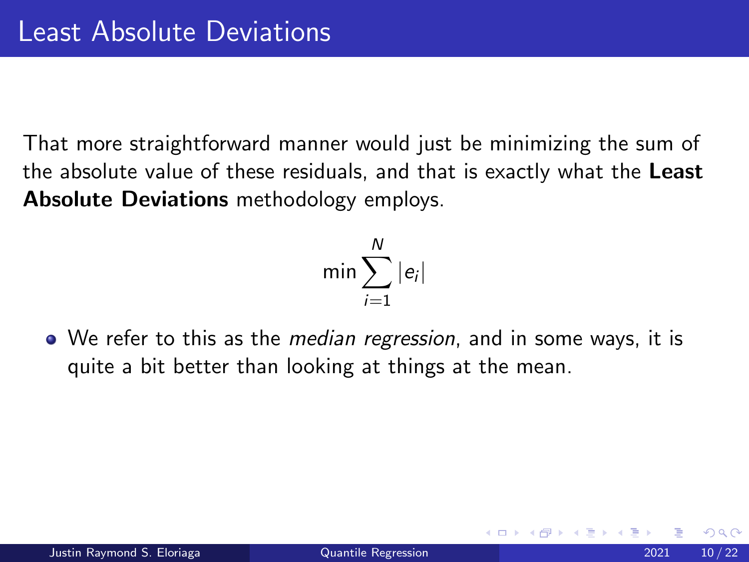# Least Absolute Deviations

That more straightforward manner would just be minimizing the sum of the absolute value of these residuals, and that is exactly what the **Least Absolute Deviations** methodology employs.

$$\min \sum_{i=1}^{N} |e_i|$$

- We refer to this as the *median regression*, and in some ways, it is quite a bit better than looking at things at the mean.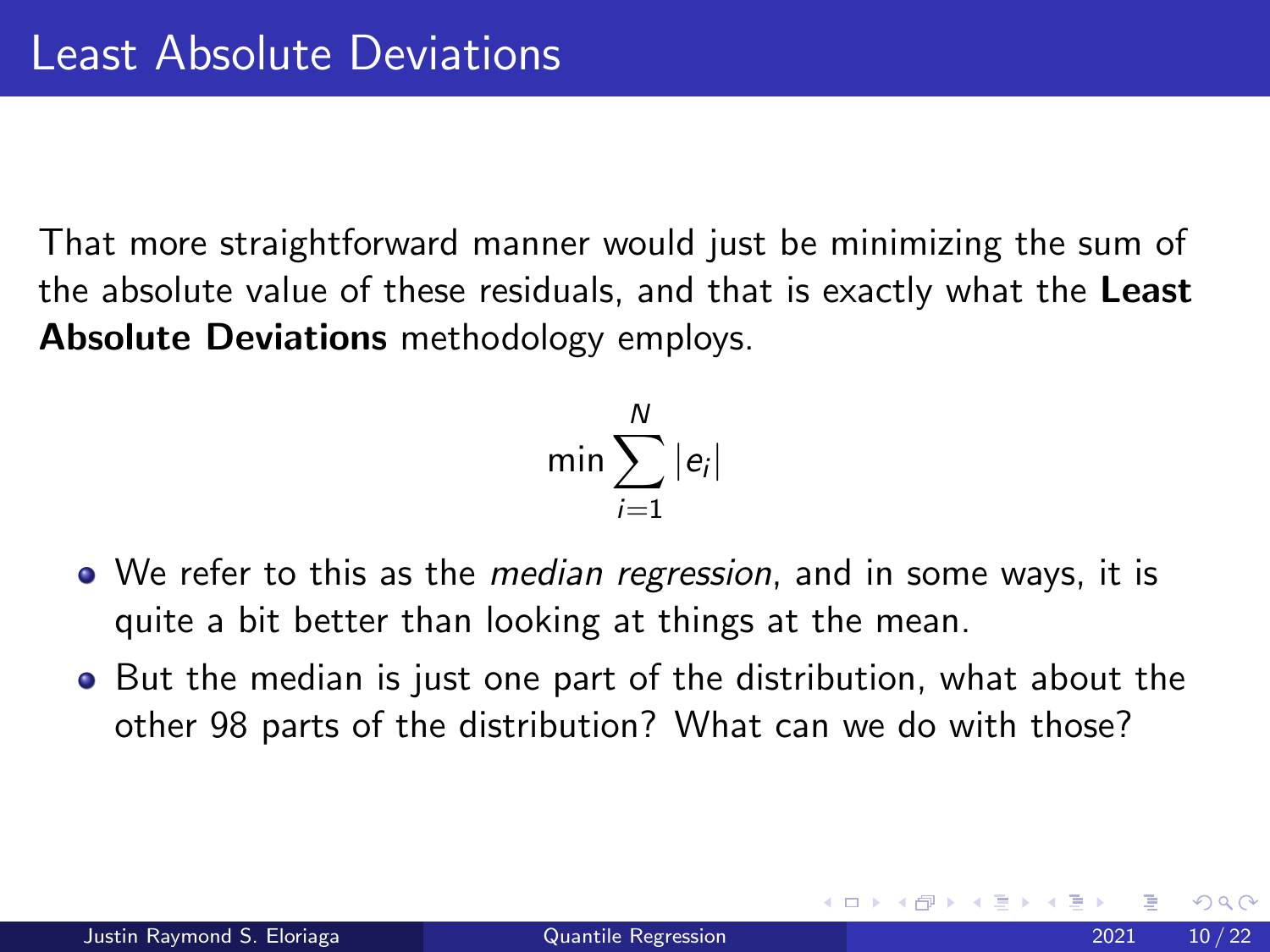# Least Absolute Deviations

That more straightforward manner would just be minimizing the sum of the absolute value of these residuals, and that is exactly what the **Least Absolute Deviations** methodology employs.

$$\min \sum_{i=1}^{N} |e_i|$$

- We refer to this as the *median regression*, and in some ways, it is quite a bit better than looking at things at the mean.
- But the median is just one part of the distribution, what about the other 98 parts of the distribution? What can we do with those?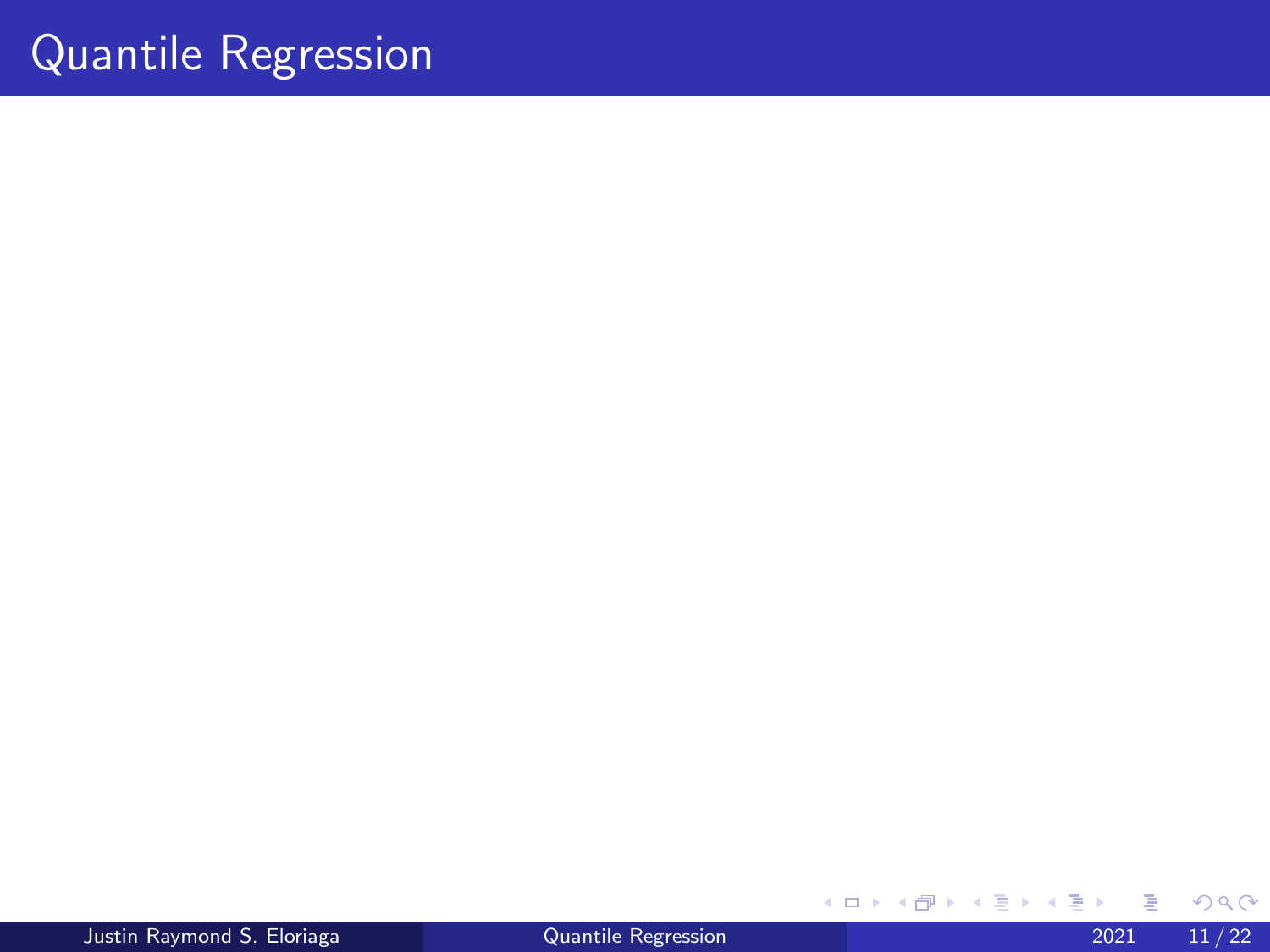# Quantile Regression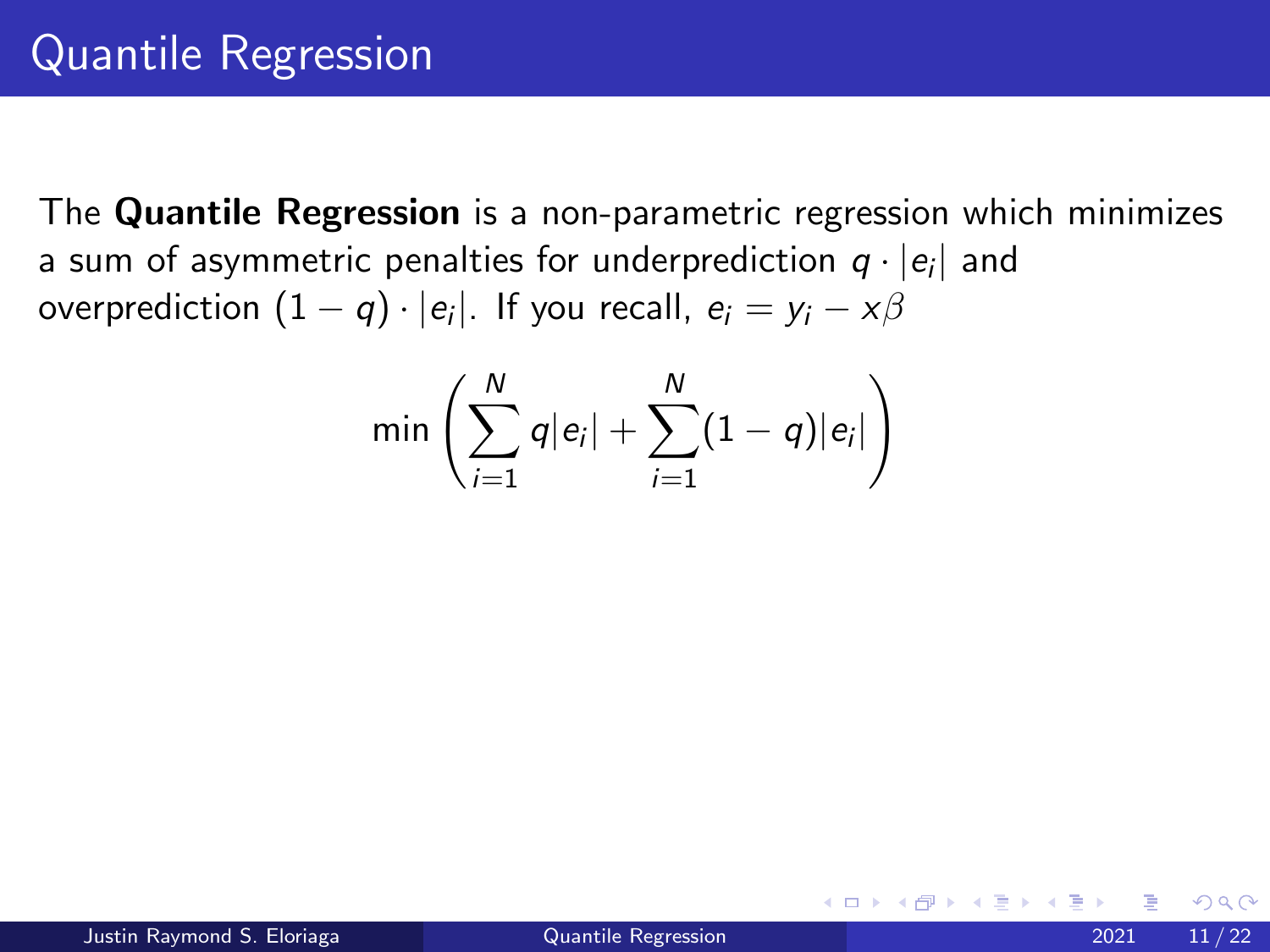# Quantile Regression

The **Quantile Regression** is a non-parametric regression which minimizes a sum of asymmetric penalties for underprediction $q \cdot |e_i|$ and overprediction $(1-q) \cdot |e_i|$. If you recall, $e_i = y_i - x\beta$

$$\min \left( \sum_{i=1}^{N} q|e_i| + \sum_{i=1}^{N} (1-q)|e_i| \right)$$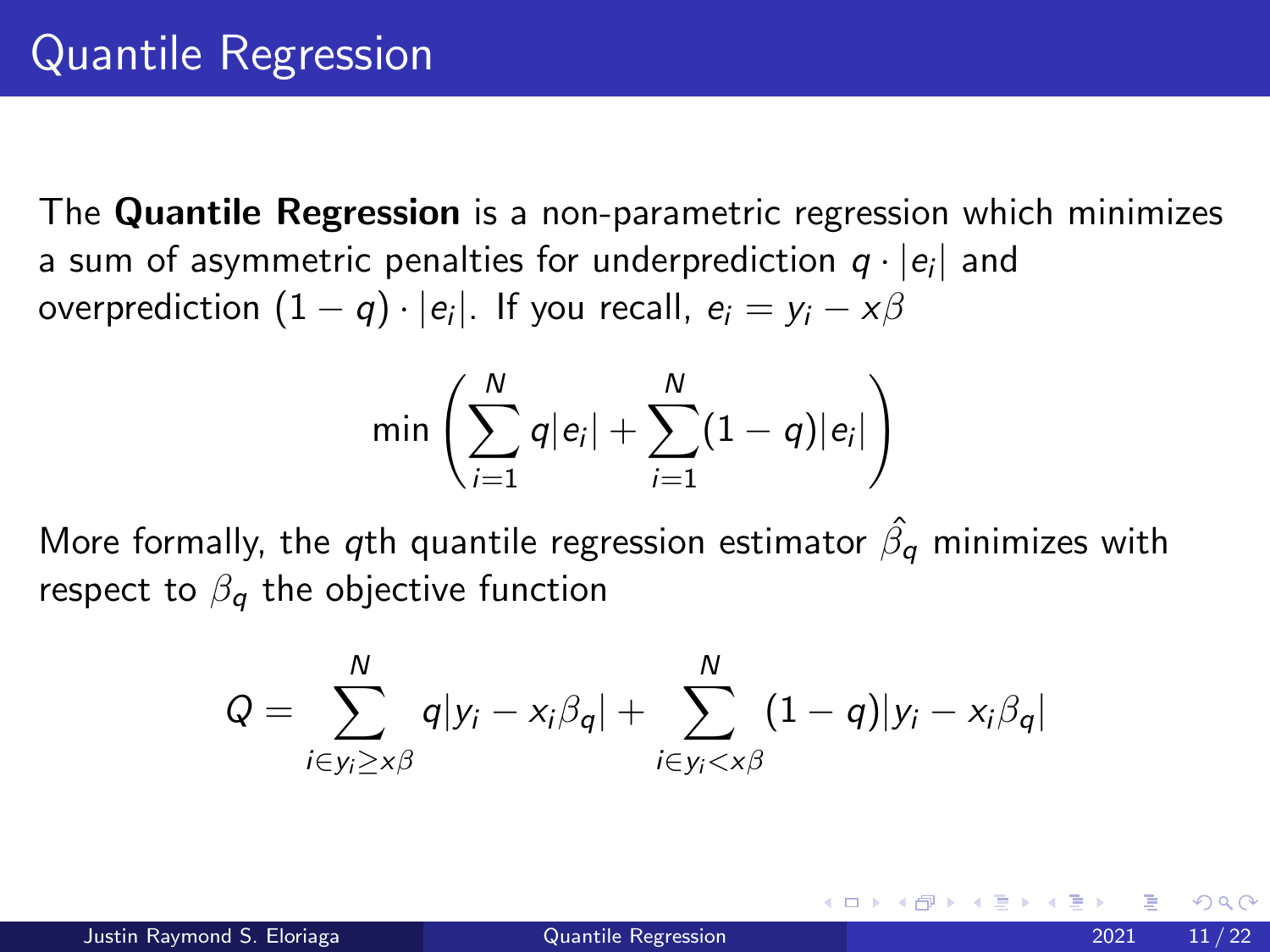# Quantile Regression

The **Quantile Regression** is a non-parametric regression which minimizes a sum of asymmetric penalties for underprediction $q \cdot |e_i|$ and overprediction $(1-q) \cdot |e_i|$. If you recall, $e_i = y_i - x\beta$

$$\min \left( \sum_{i=1}^{N} q|e_i| + \sum_{i=1}^{N} (1-q)|e_i| \right)$$

More formally, the $q$th quantile regression estimator $\hat{\beta}_q$ minimizes with respect to $\beta_q$ the objective function

$$Q = \sum_{i \in y_i \geq x\beta}^{N} q|y_i - x_i\beta_q| + \sum_{i \in y_i < x\beta}^{N} (1-q)|y_i - x_i\beta_q|$$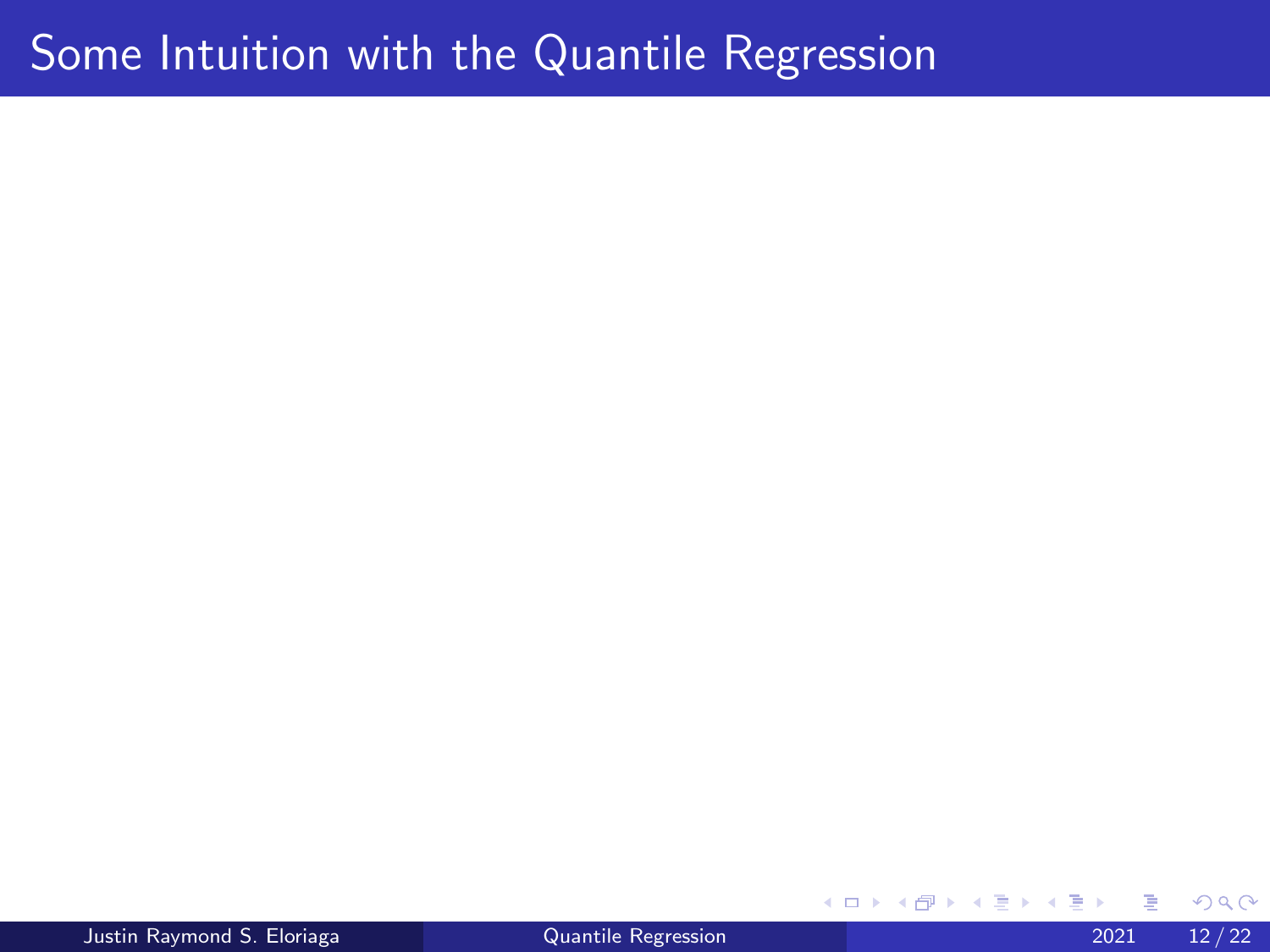# Some Intuition with the Quantile Regression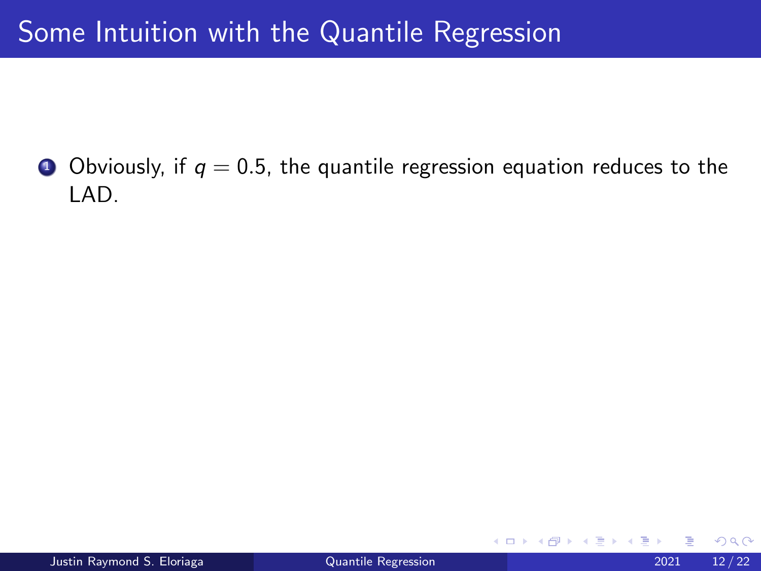# Some Intuition with the Quantile Regression

1. Obviously, if $q = 0.5$, the quantile regression equation reduces to the LAD.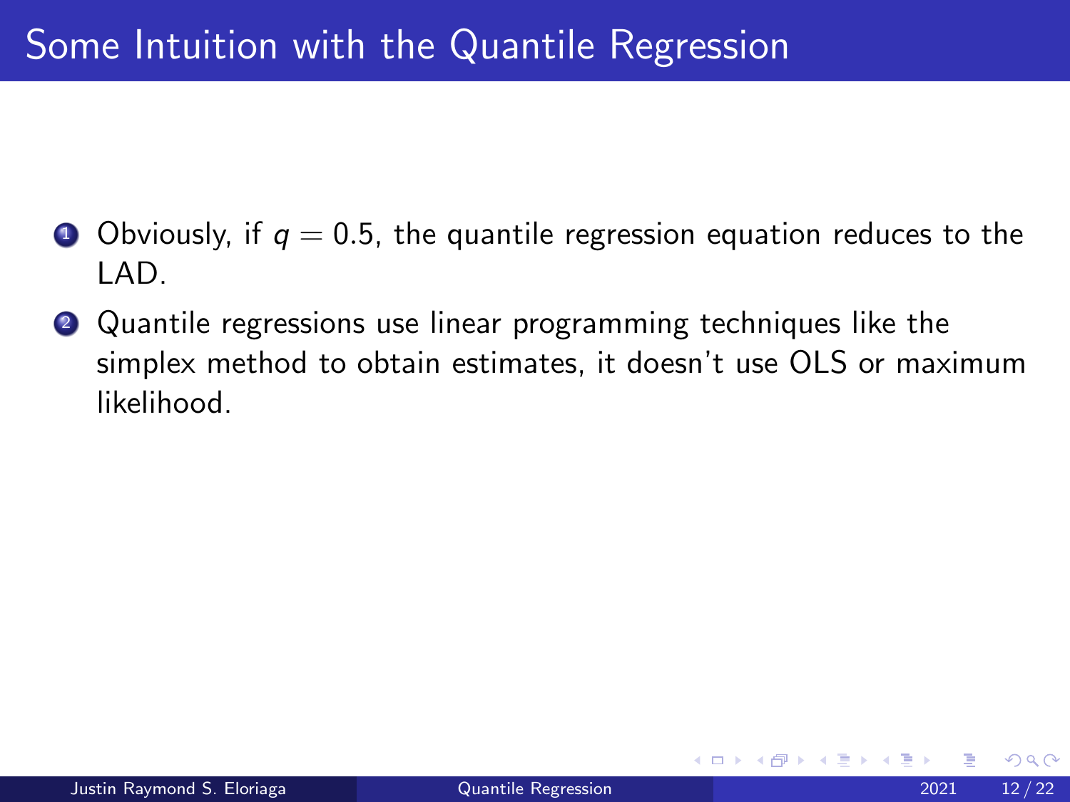# Some Intuition with the Quantile Regression

1. Obviously, if $q = 0.5$, the quantile regression equation reduces to the LAD.
2. Quantile regressions use linear programming techniques like the simplex method to obtain estimates, it doesn't use OLS or maximum likelihood.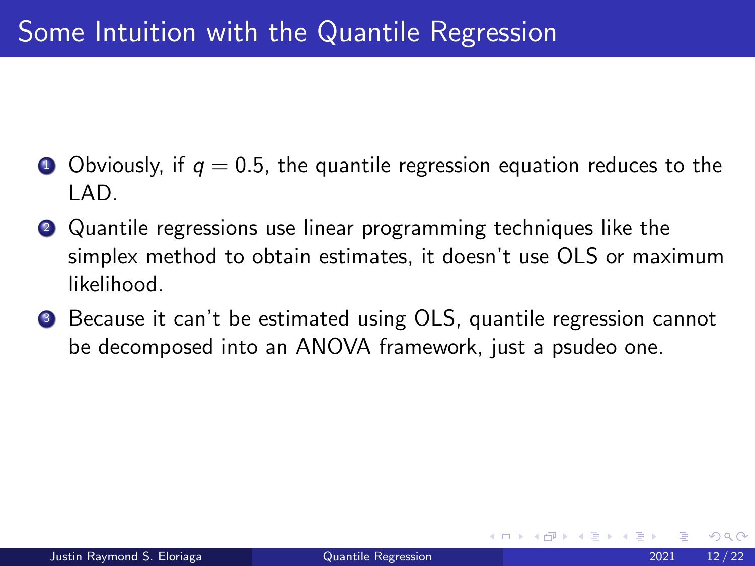# Some Intuition with the Quantile Regression

1. Obviously, if $q = 0.5$, the quantile regression equation reduces to the LAD.
2. Quantile regressions use linear programming techniques like the simplex method to obtain estimates, it doesn't use OLS or maximum likelihood.
3. Because it can't be estimated using OLS, quantile regression cannot be decomposed into an ANOVA framework, just a psudeo one.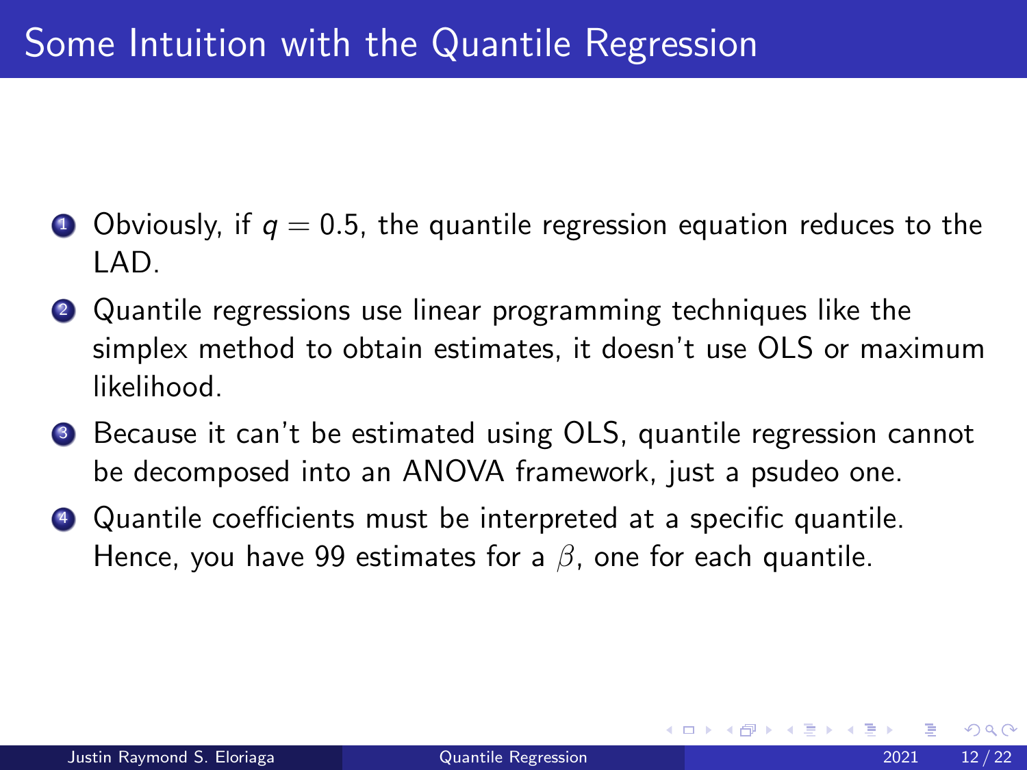# Some Intuition with the Quantile Regression

1. Obviously, if $q = 0.5$, the quantile regression equation reduces to the LAD.
2. Quantile regressions use linear programming techniques like the simplex method to obtain estimates, it doesn't use OLS or maximum likelihood.
3. Because it can't be estimated using OLS, quantile regression cannot be decomposed into an ANOVA framework, just a psudeo one.
4. Quantile coefficients must be interpreted at a specific quantile. Hence, you have 99 estimates for a $\beta$, one for each quantile.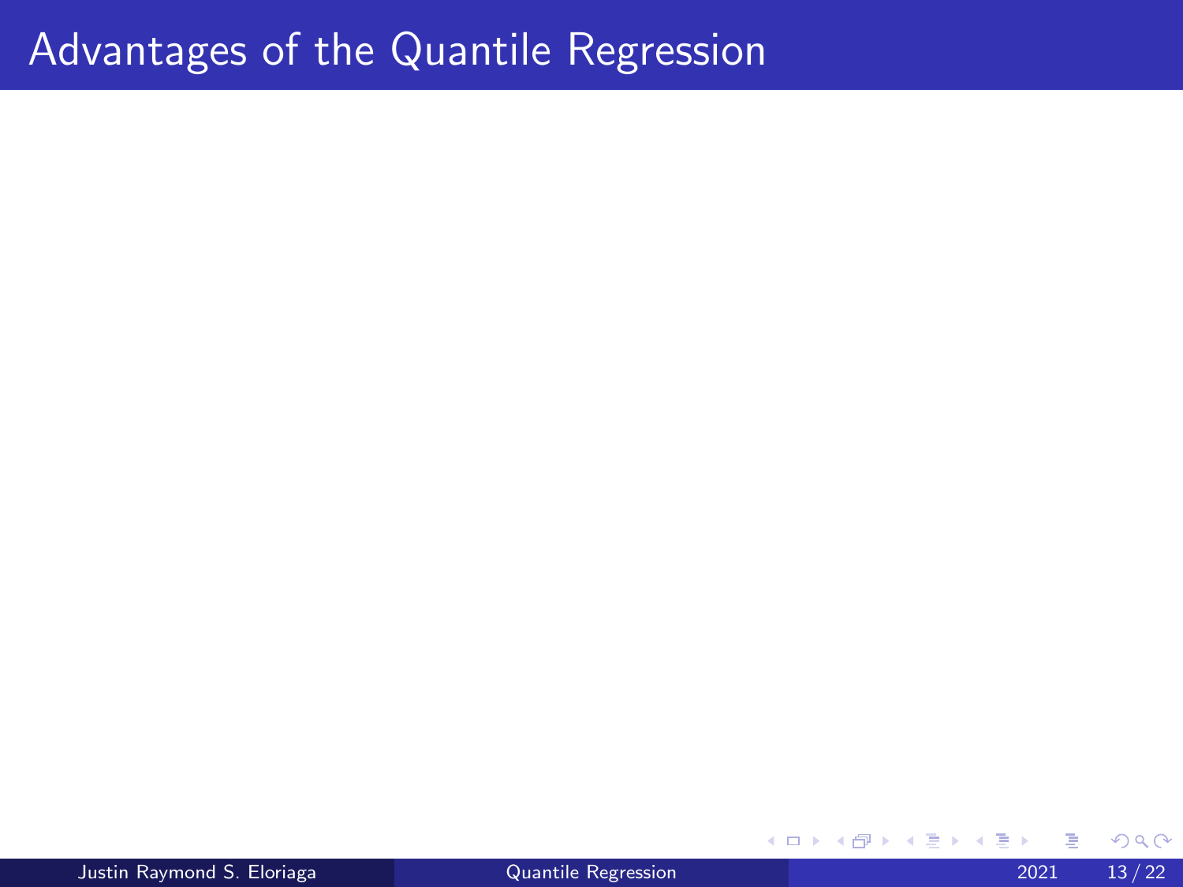# Advantages of the Quantile Regression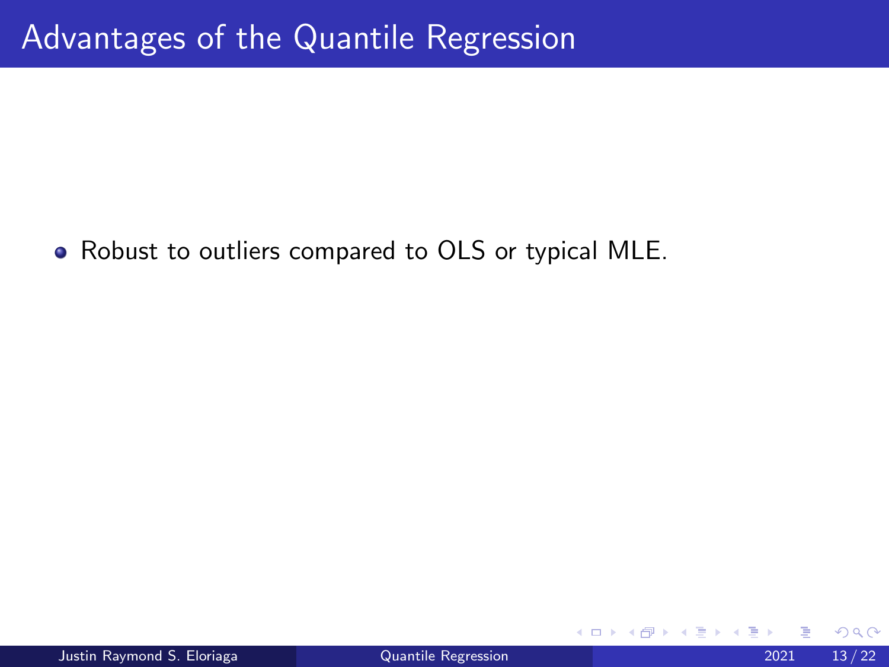# Advantages of the Quantile Regression

- Robust to outliers compared to OLS or typical MLE.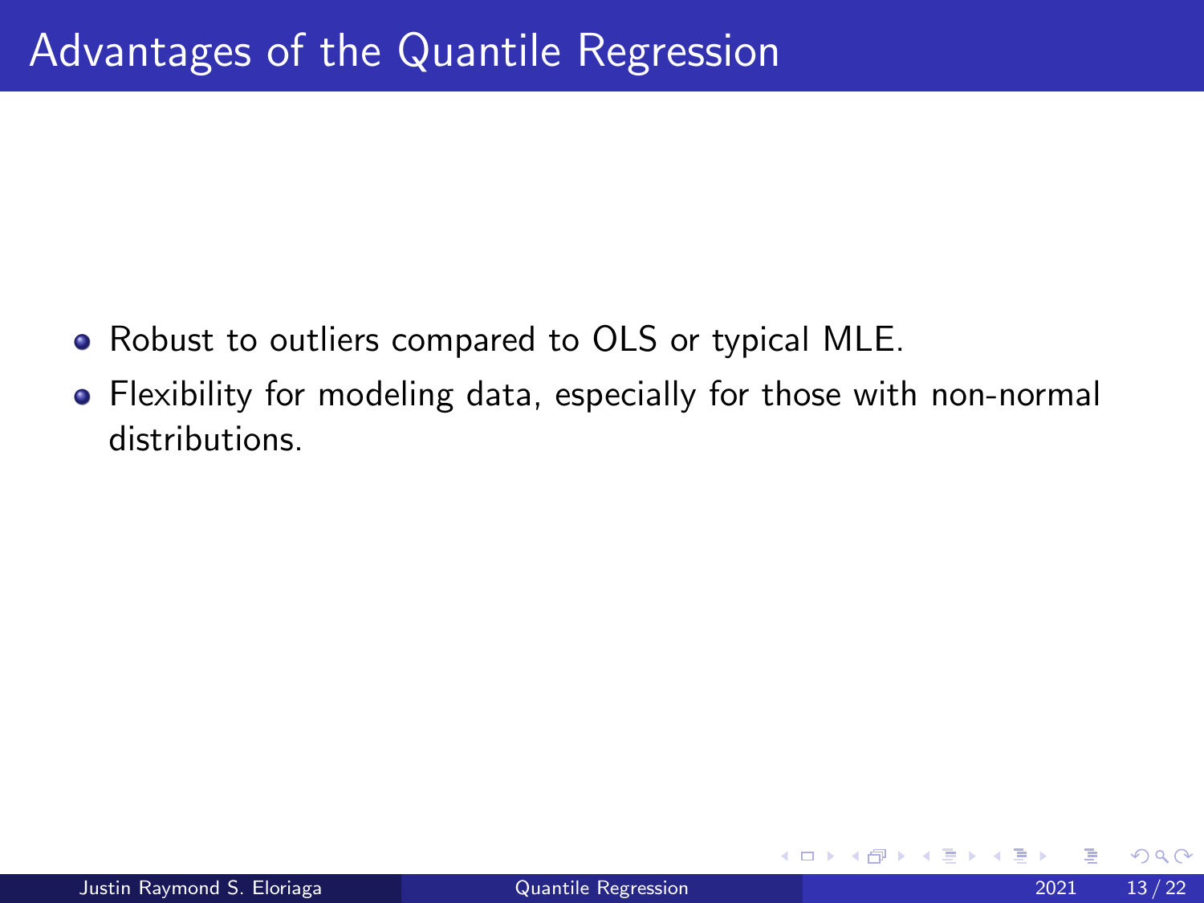# Advantages of the Quantile Regression

- Robust to outliers compared to OLS or typical MLE.
- Flexibility for modeling data, especially for those with non-normal distributions.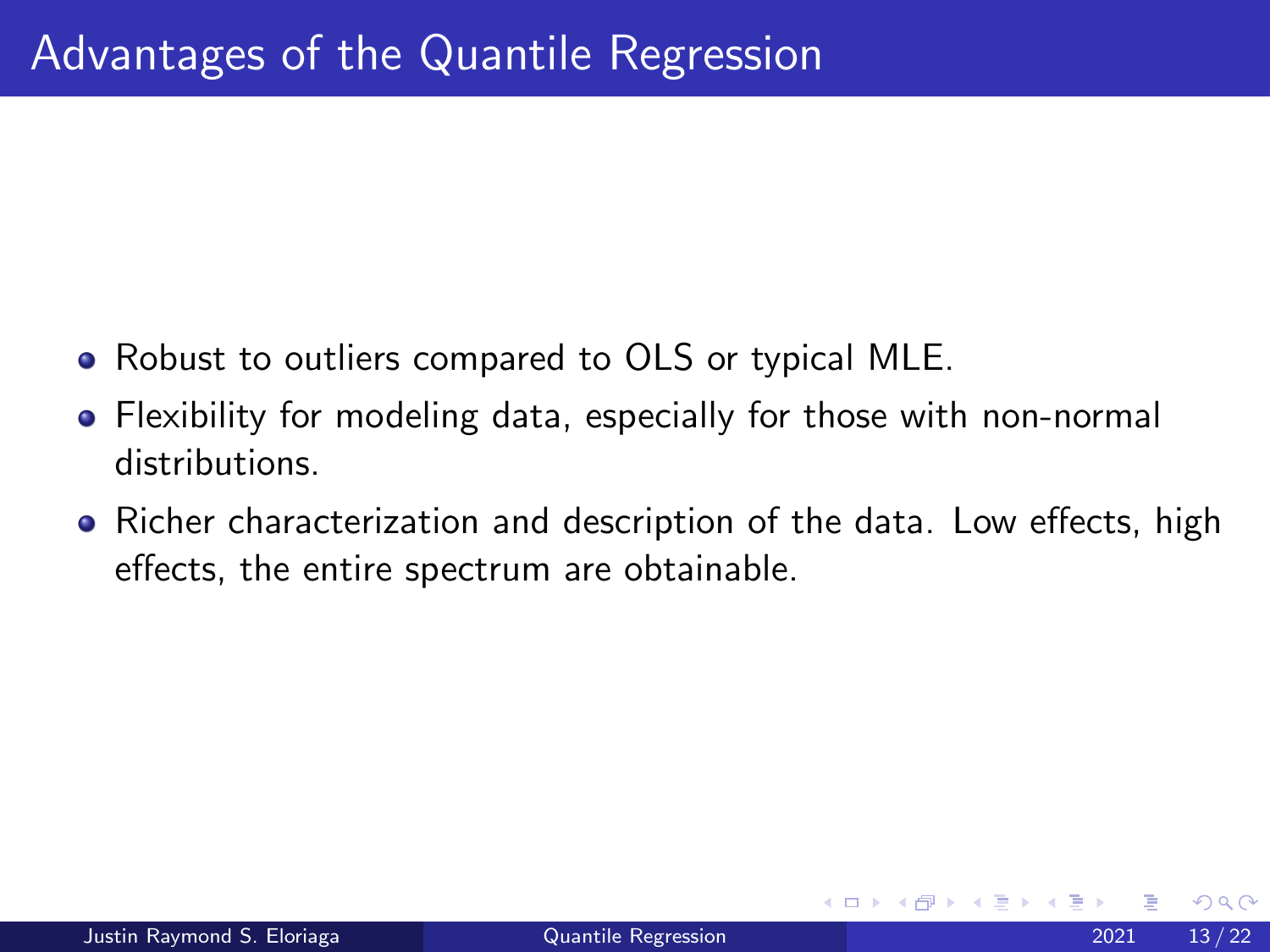# Advantages of the Quantile Regression

- Robust to outliers compared to OLS or typical MLE.
- Flexibility for modeling data, especially for those with non-normal distributions.
- Richer characterization and description of the data. Low effects, high effects, the entire spectrum are obtainable.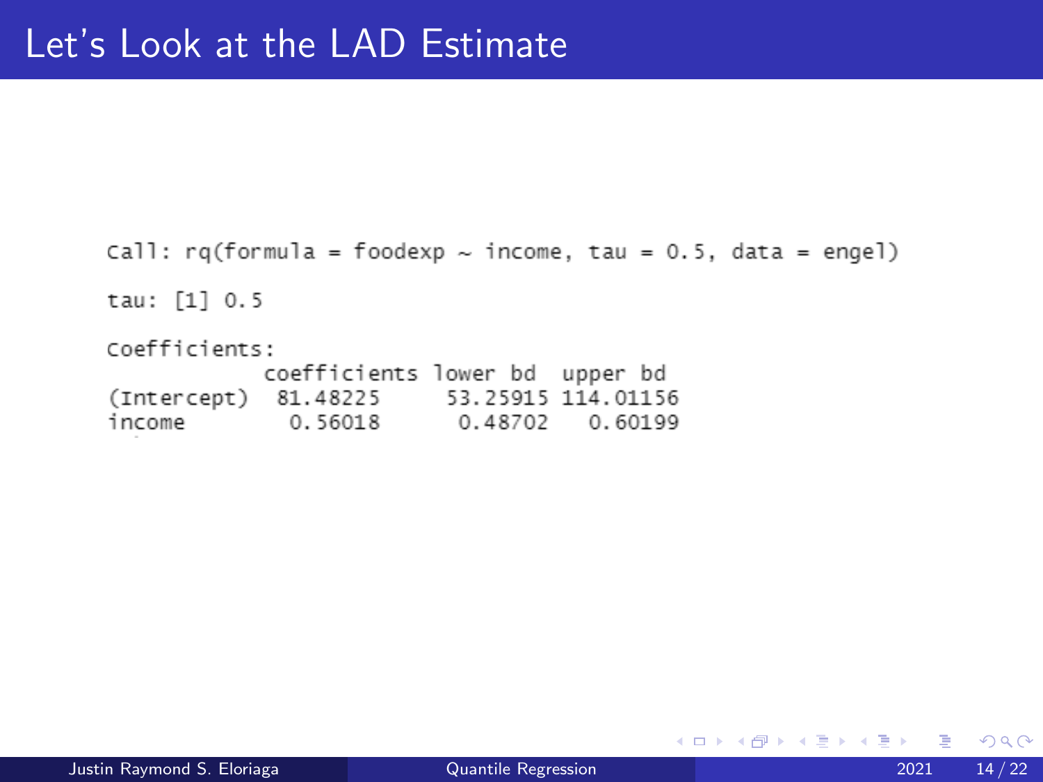# Let's Look at the LAD Estimate

```
Call: rq(formula = foodexp ~ income, tau = 0.5, data = engel)

tau: [1] 0.5

Coefficients:
            coefficients lower bd  upper bd 
(Intercept)  81.48225     53.25915 114.01156
income        0.56018      0.48702   0.60199
```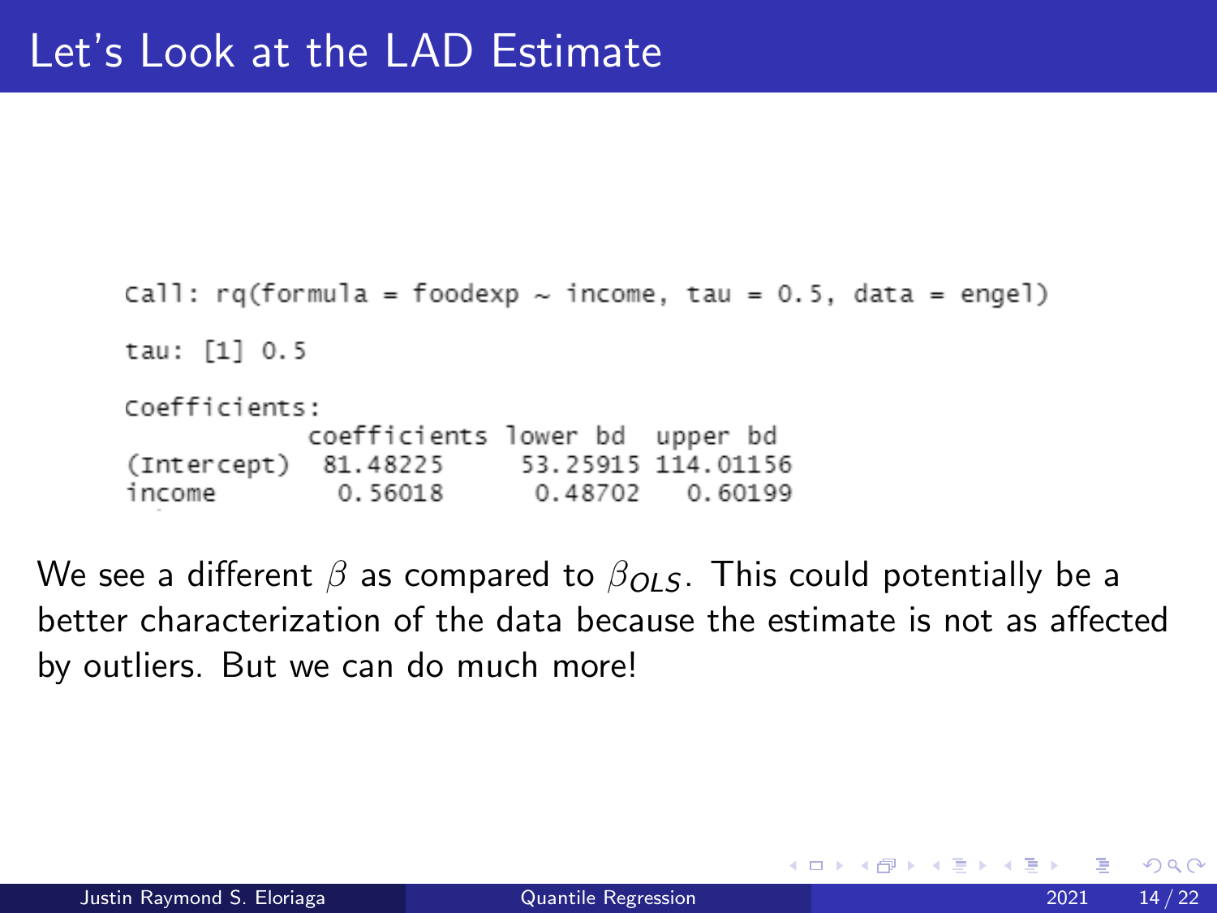# Let's Look at the LAD Estimate

```
Call: rq(formula = foodexp ~ income, tau = 0.5, data = engel)

tau: [1] 0.5

Coefficients:
            coefficients lower bd  upper bd 
(Intercept)  81.48225     53.25915 114.01156
income        0.56018      0.48702   0.60199
```

We see a different $\beta$ as compared to $\beta_{OLS}$. This could potentially be a better characterization of the data because the estimate is not as affected by outliers. But we can do much more!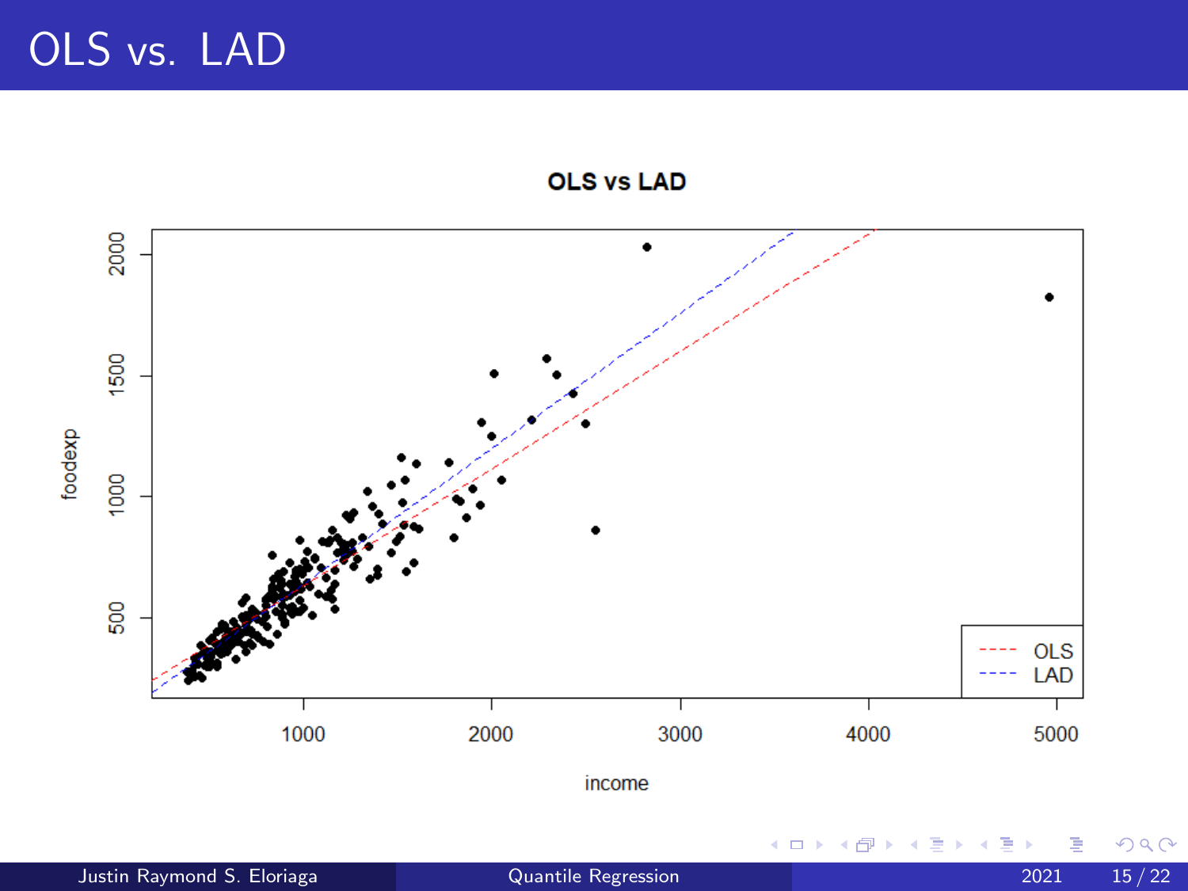# OLS vs. LAD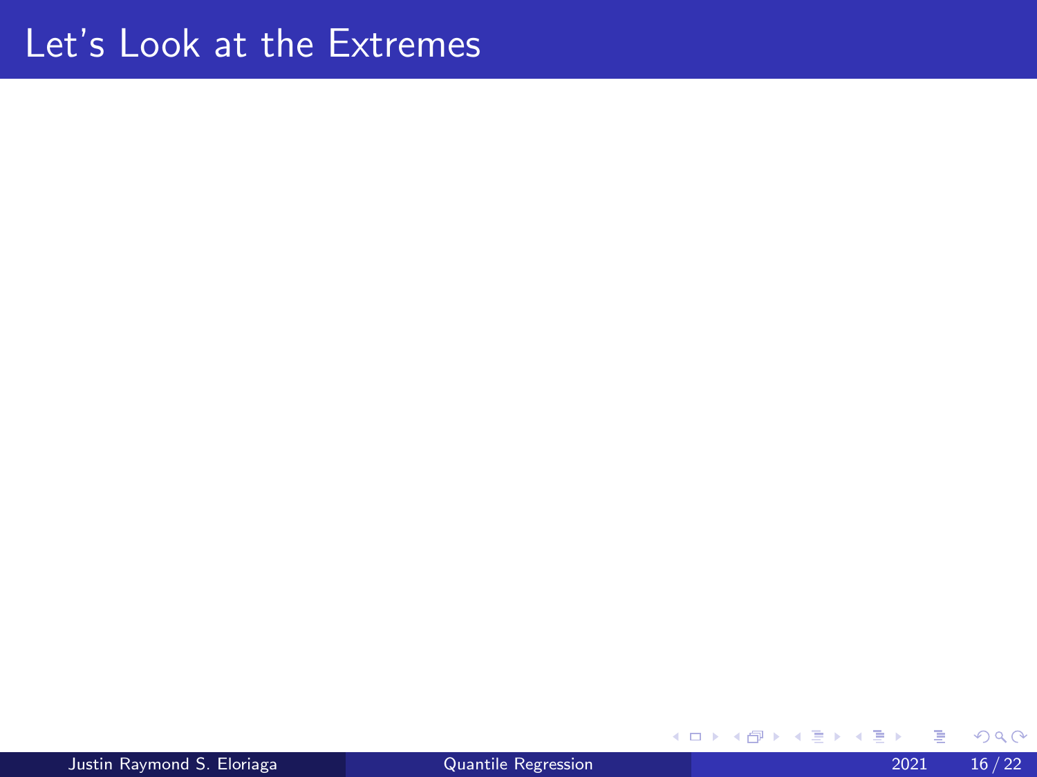# Let's Look at the Extremes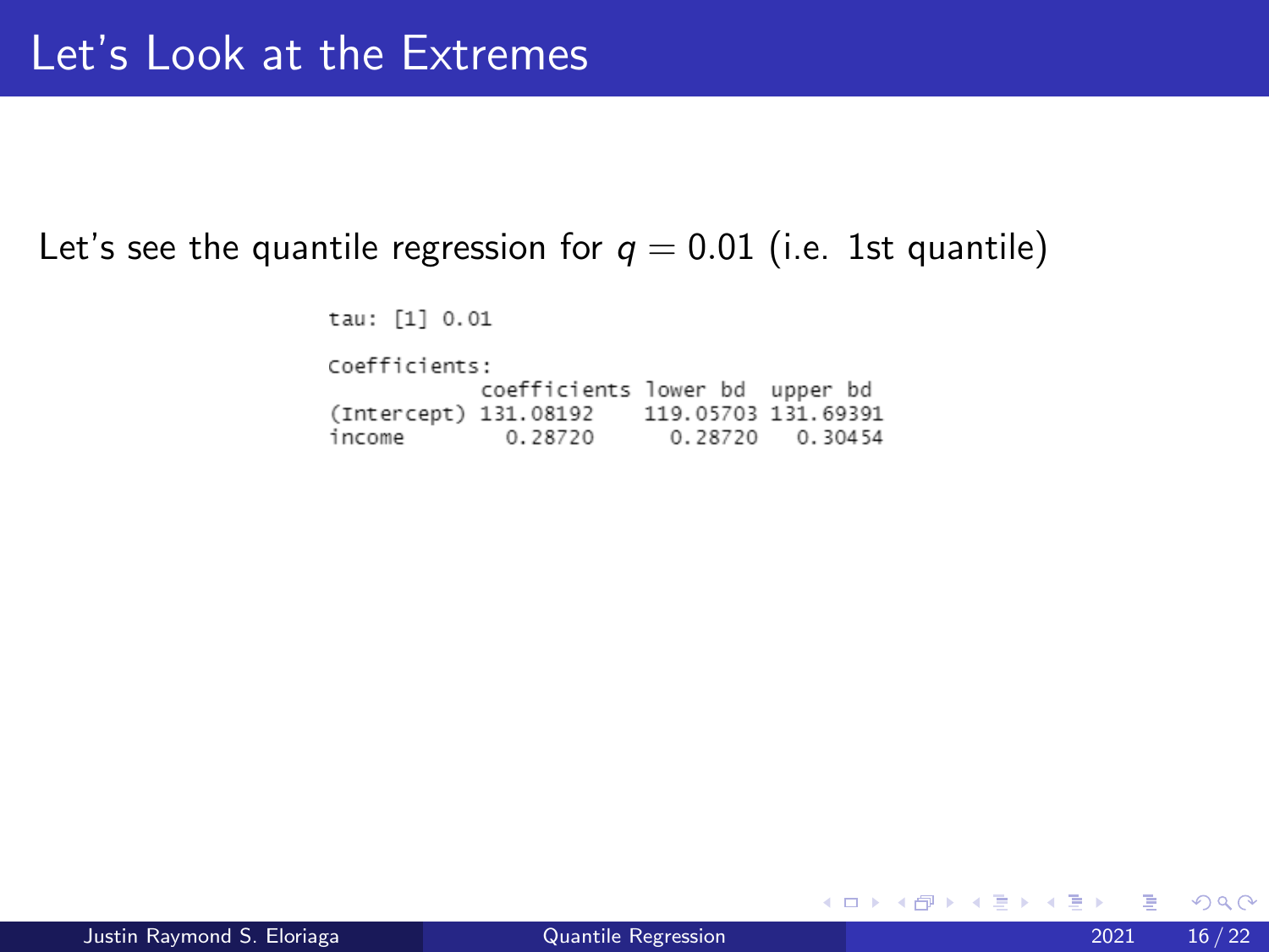# Let's Look at the Extremes

Let's see the quantile regression for $q = 0.01$ (i.e. 1st quantile)

```
tau: [1] 0.01

Coefficients:
            coefficients lower bd  upper bd
(Intercept) 131.08192    119.05703 131.69391
income        0.28720      0.28720   0.30454
```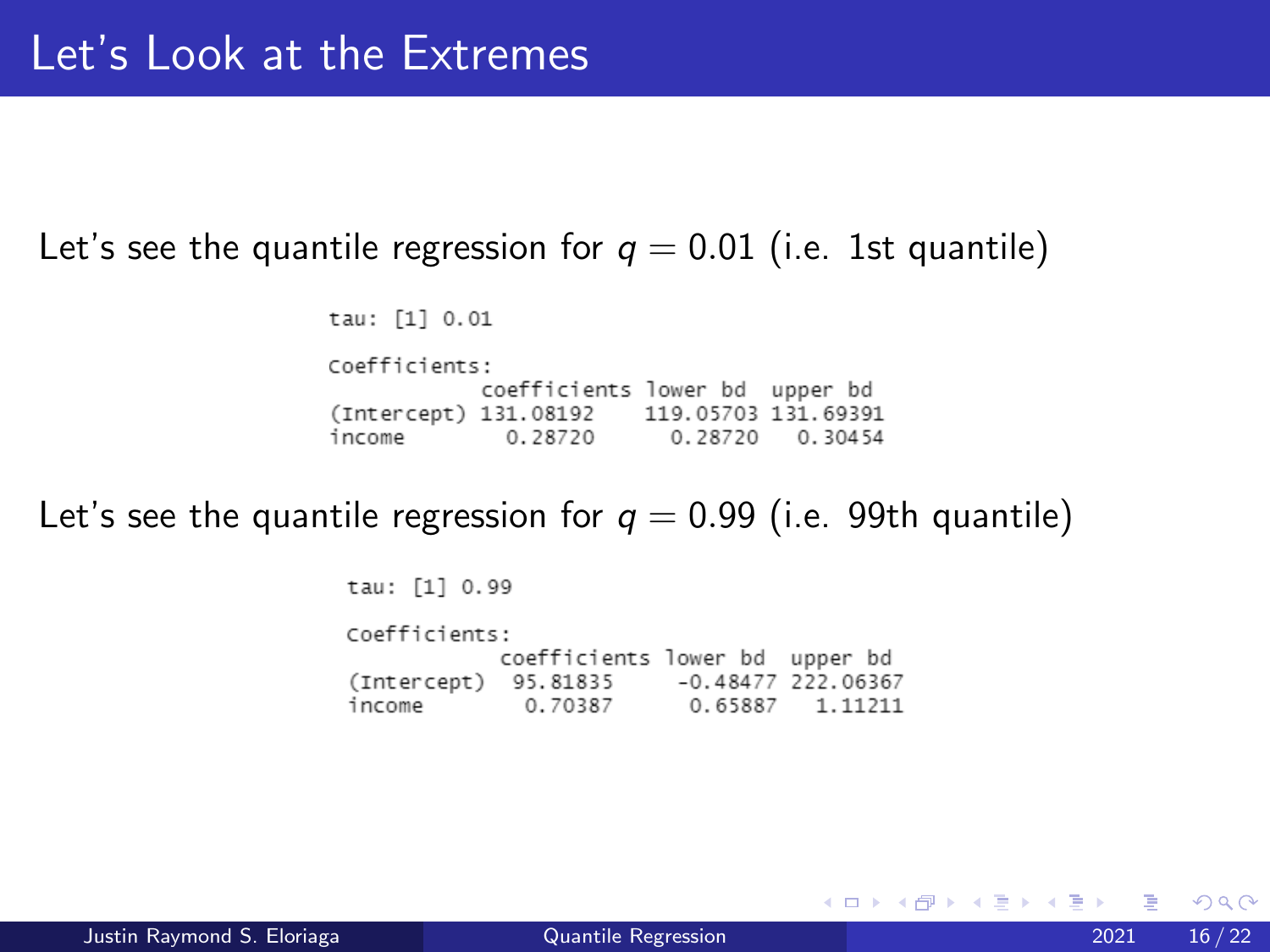# Let's Look at the Extremes

Let's see the quantile regression for $q = 0.01$ (i.e. 1st quantile)

```
tau: [1] 0.01

Coefficients:
            coefficients lower bd  upper bd 
(Intercept) 131.08192    119.05703 131.69391
income        0.28720      0.28720   0.30454
```

Let's see the quantile regression for $q = 0.99$ (i.e. 99th quantile)

```
tau: [1] 0.99

Coefficients:
            coefficients lower bd  upper bd 
(Intercept)  95.81835    -0.48477 222.06367
income        0.70387     0.65887   1.11211
```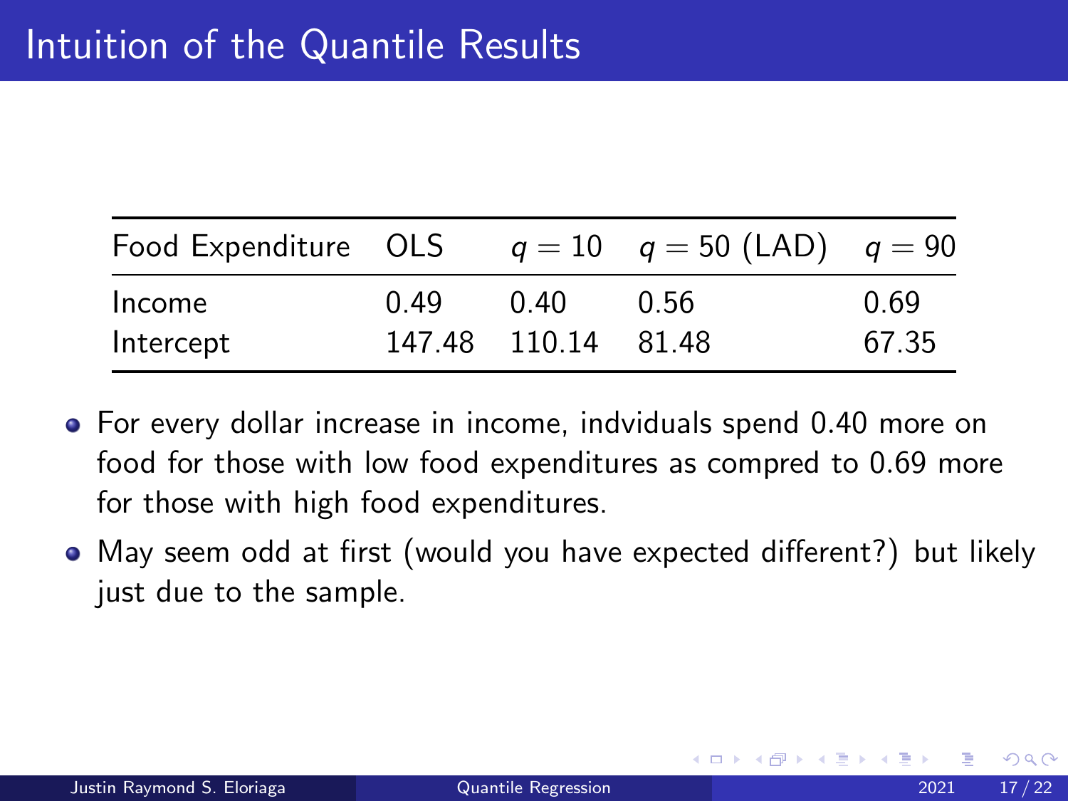# Intuition of the Quantile Results

| Food Expenditure | OLS | $q = 10$ | $q = 50$ (LAD) | $q = 90$ |
|---|---|---|---|---|
| Income | 0.49 | 0.40 | 0.56 | 0.69 |
| Intercept | 147.48 | 110.14 | 81.48 | 67.35 |

- For every dollar increase in income, indviduals spend 0.40 more on food for those with low food expenditures as compred to 0.69 more for those with high food expenditures.
- May seem odd at first (would you have expected different?) but likely just due to the sample.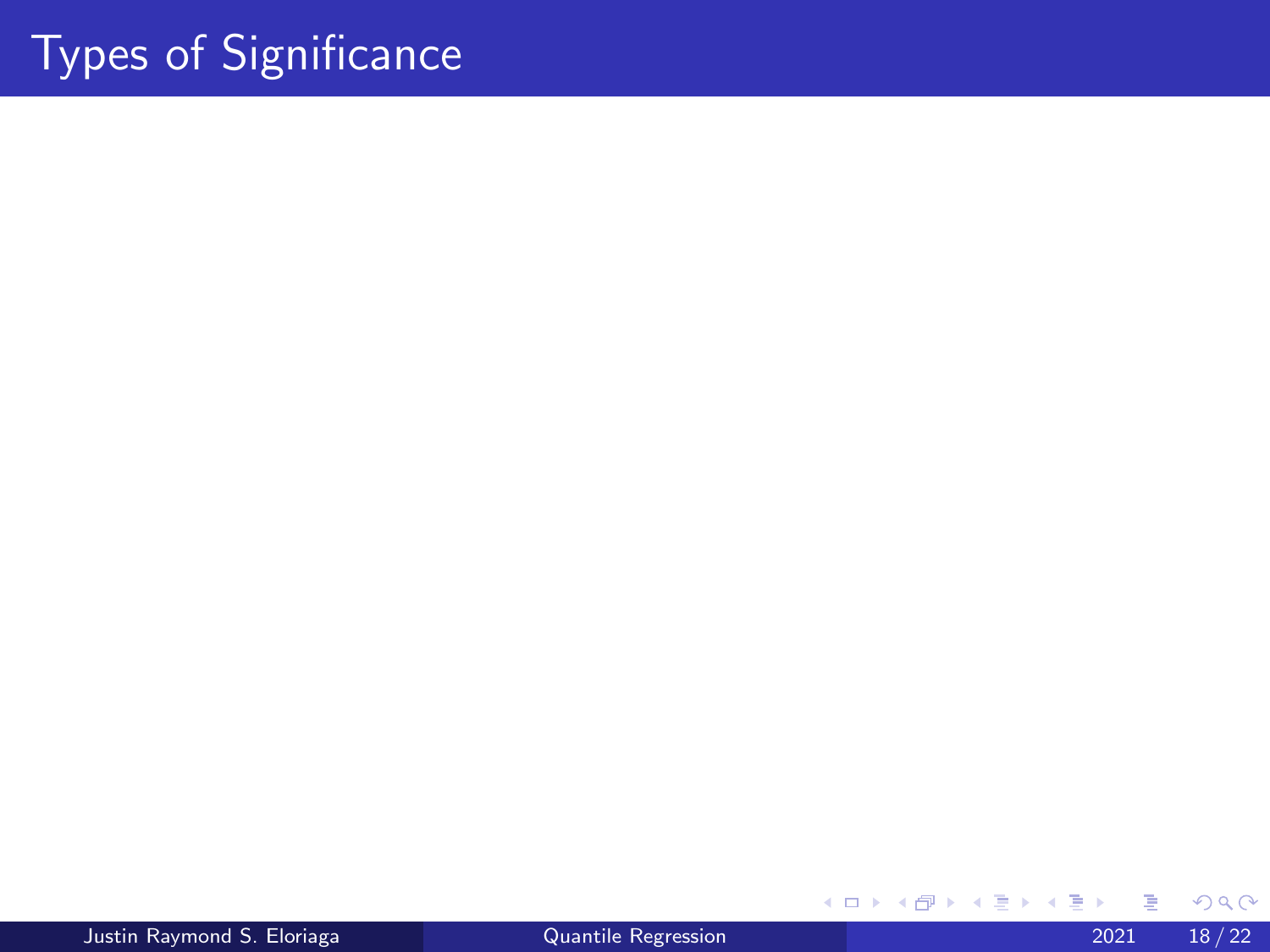# Types of Significance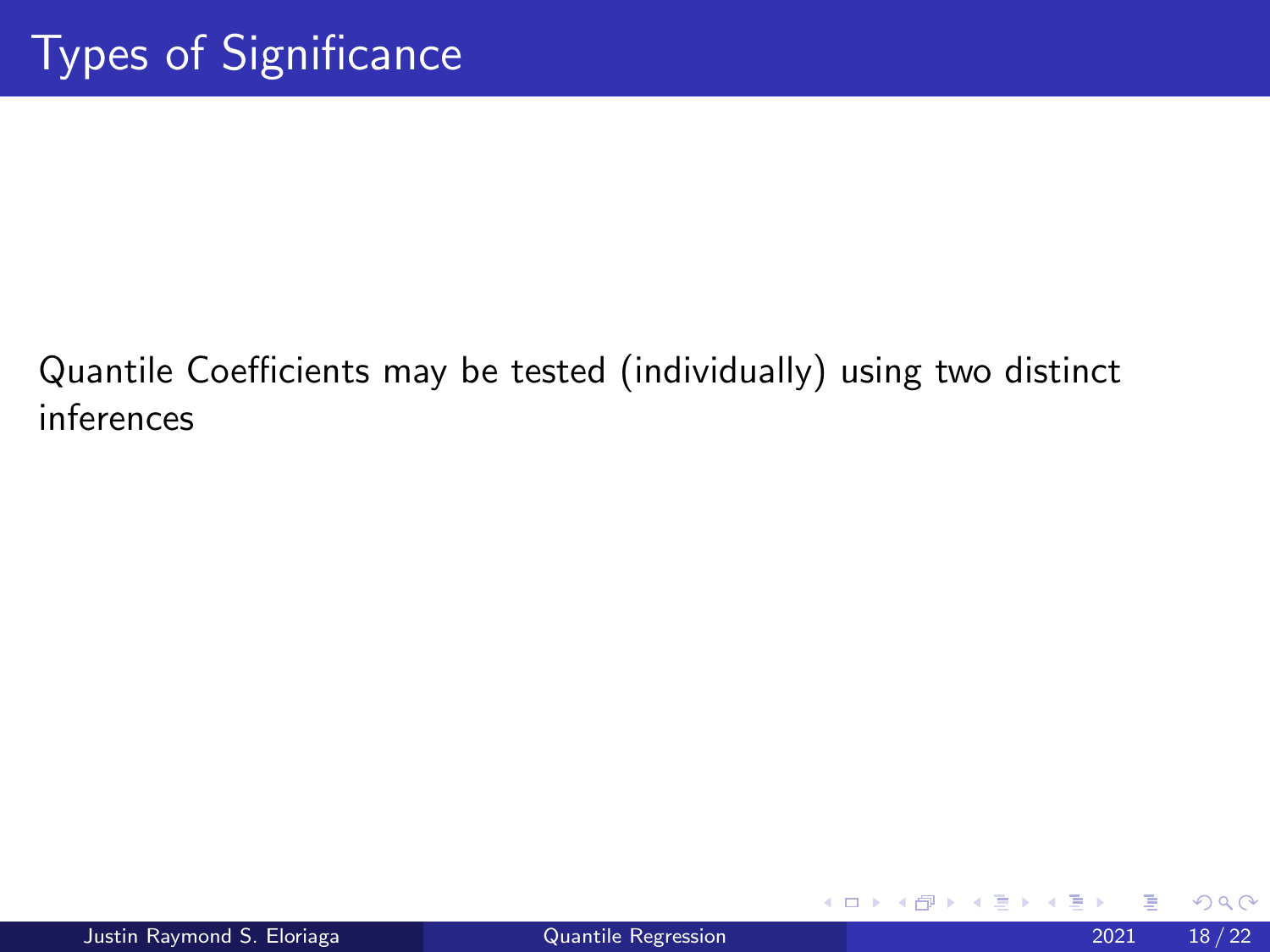# Types of Significance

Quantile Coefficients may be tested (individually) using two distinct inferences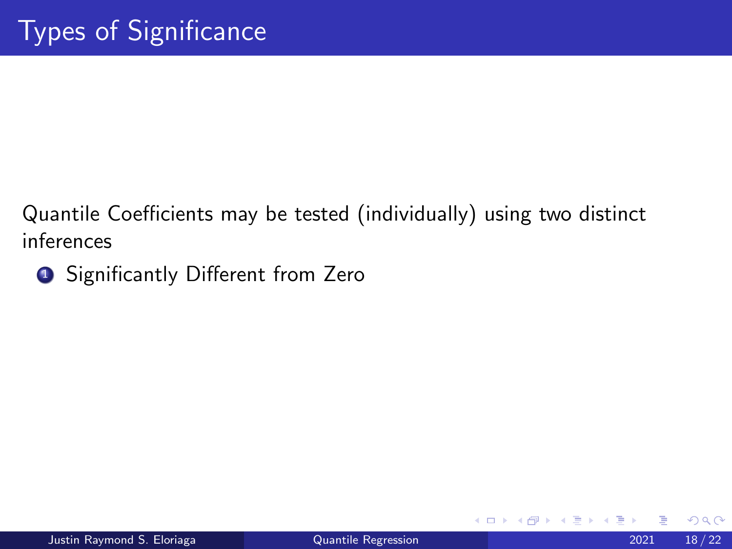# Types of Significance

Quantile Coefficients may be tested (individually) using two distinct inferences

1. Significantly Different from Zero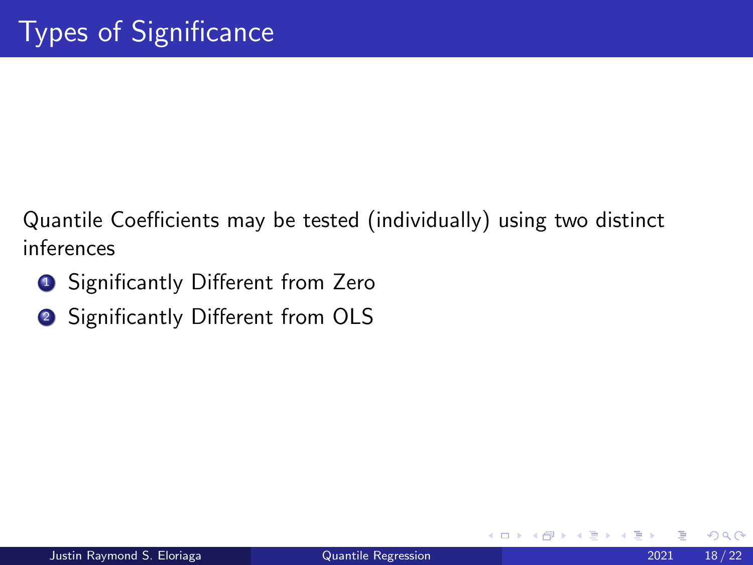# Types of Significance

Quantile Coefficients may be tested (individually) using two distinct inferences

1. Significantly Different from Zero
2. Significantly Different from OLS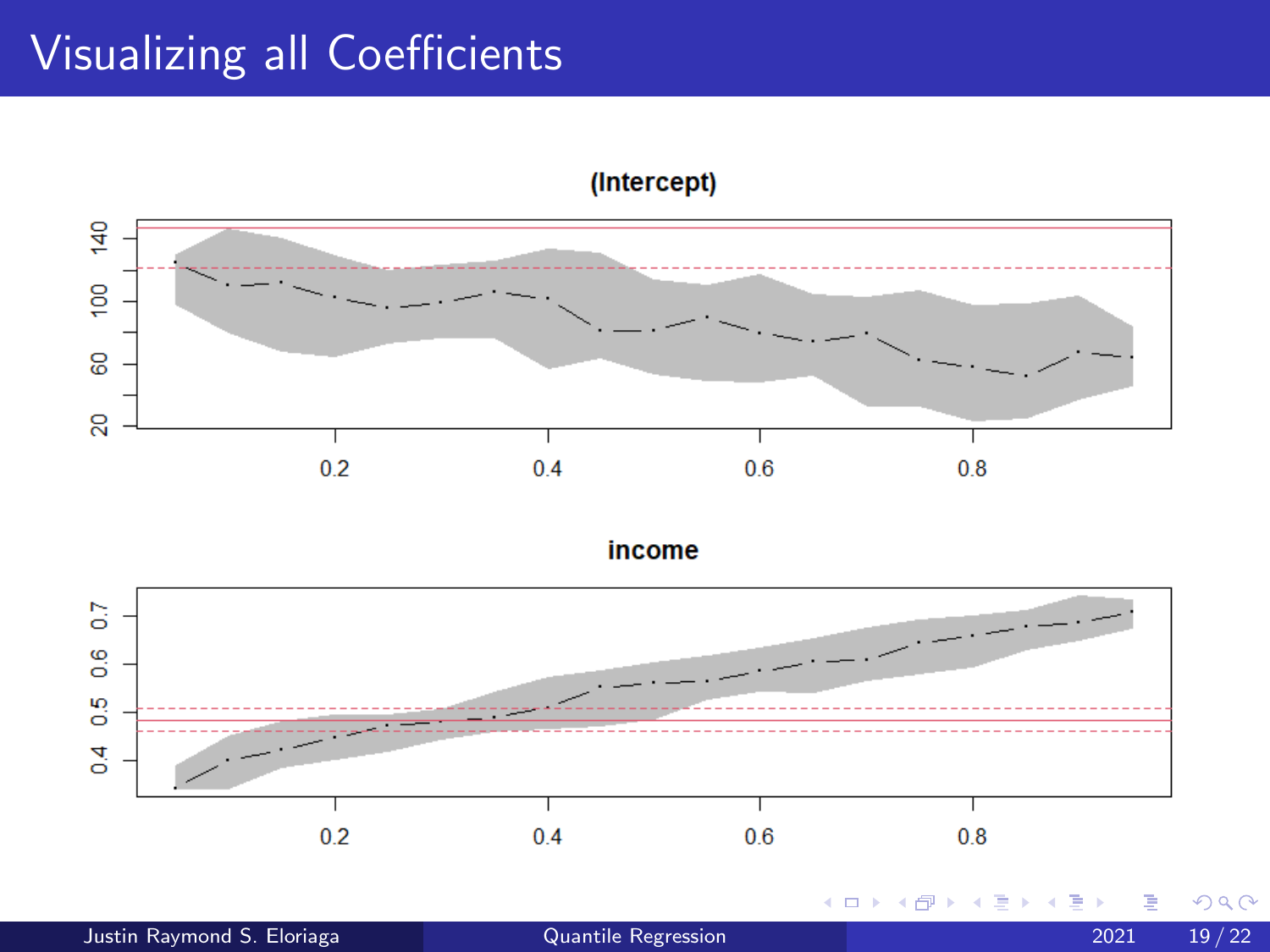# Visualizing all Coefficients

**(Intercept)**

**income**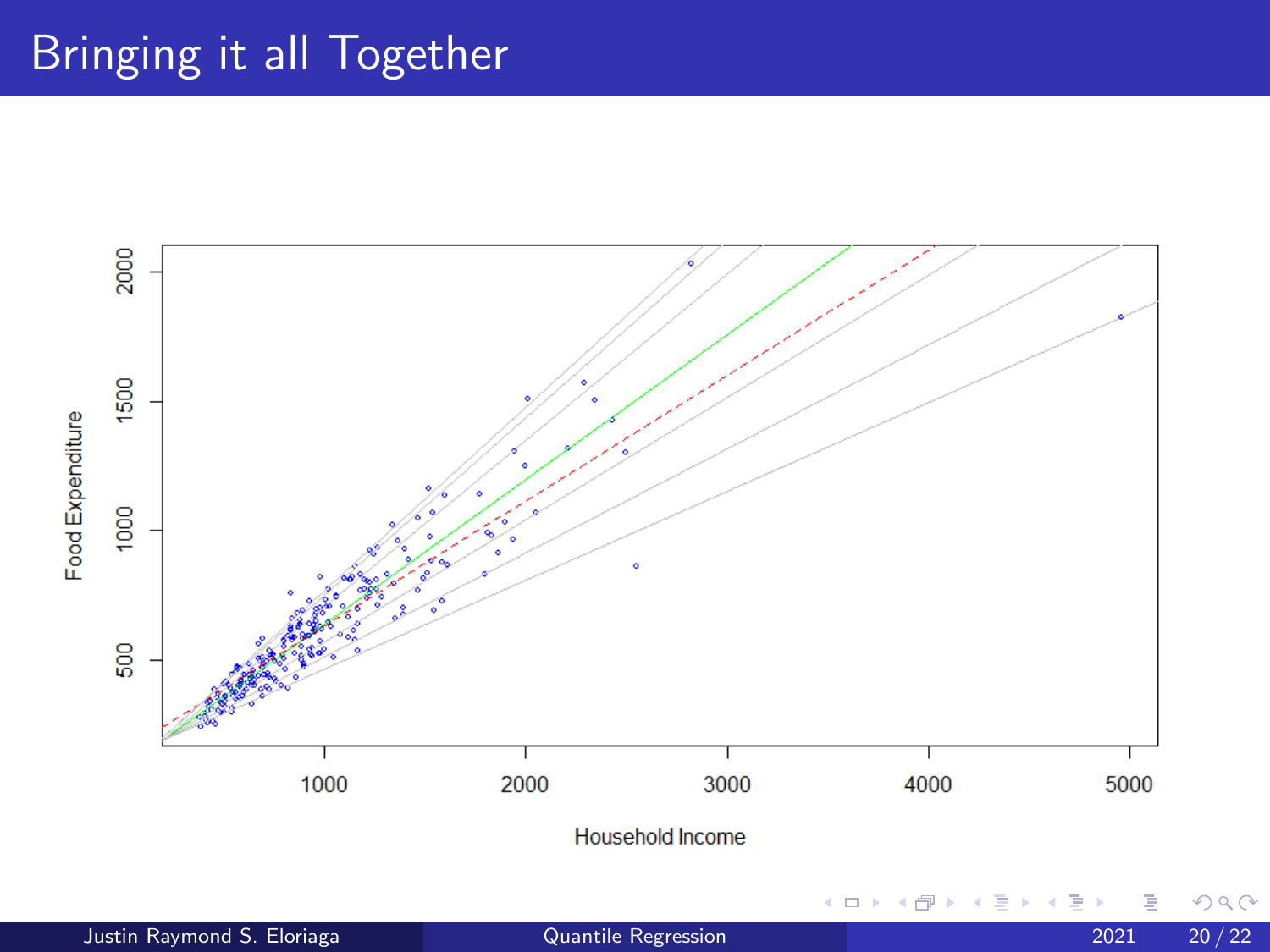# Bringing it all Together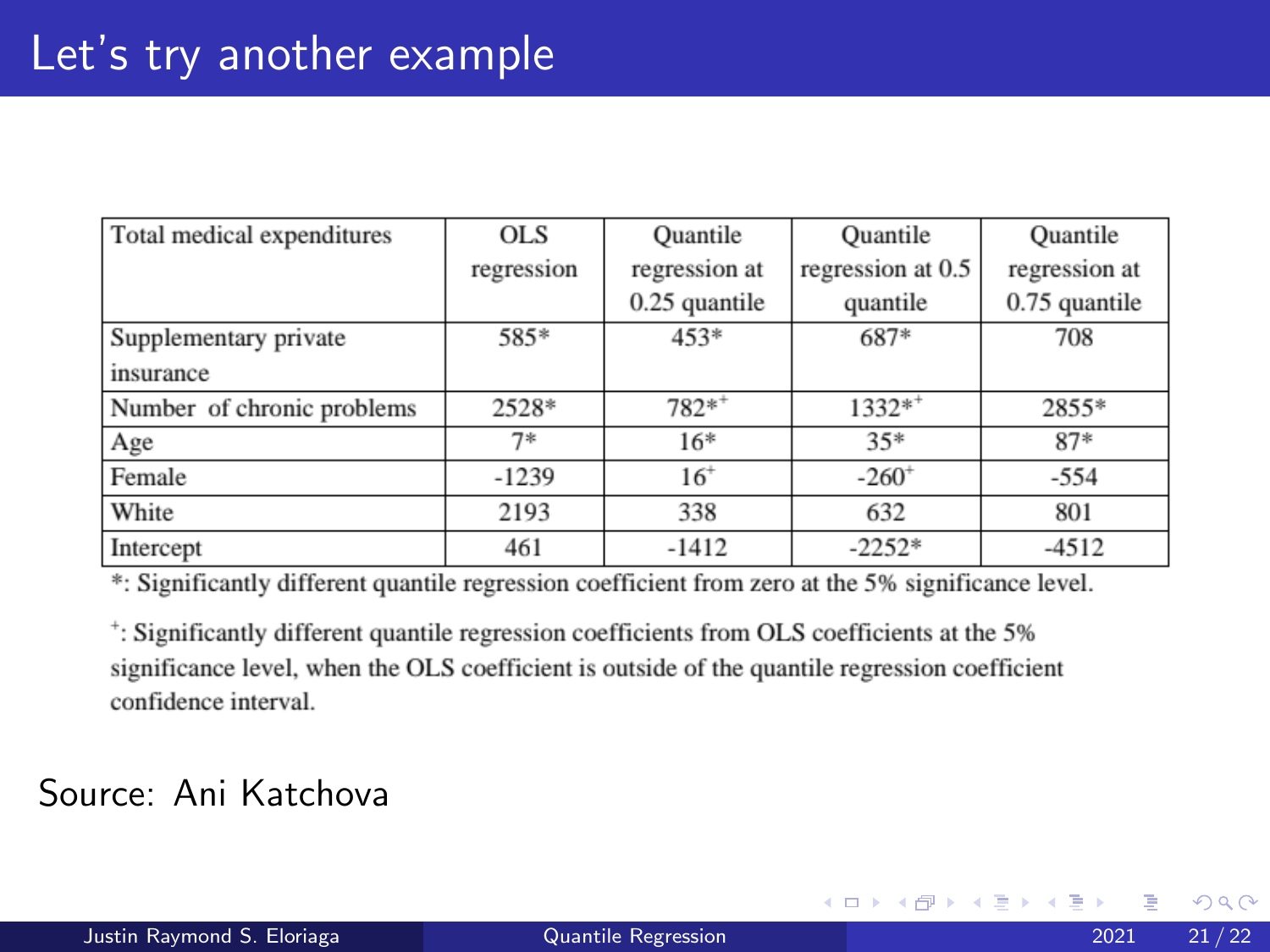# Let's try another example

| Total medical expenditures | OLS regression | Quantile regression at 0.25 quantile | Quantile regression at 0.5 quantile | Quantile regression at 0.75 quantile |
|---|---|---|---|---|
| Supplementary private insurance | 585* | 453* | 687* | 708 |
| Number of chronic problems | 2528* | 782*+ | 1332*+ | 2855* |
| Age | 7* | 16* | 35* | 87* |
| Female | -1239 | 16+ | -260+ | -554 |
| White | 2193 | 338 | 632 | 801 |
| Intercept | 461 | -1412 | -2252* | -4512 |

*: Significantly different quantile regression coefficient from zero at the 5% significance level.

+: Significantly different quantile regression coefficients from OLS coefficients at the 5% significance level, when the OLS coefficient is outside of the quantile regression coefficient confidence interval.

Source: Ani Katchova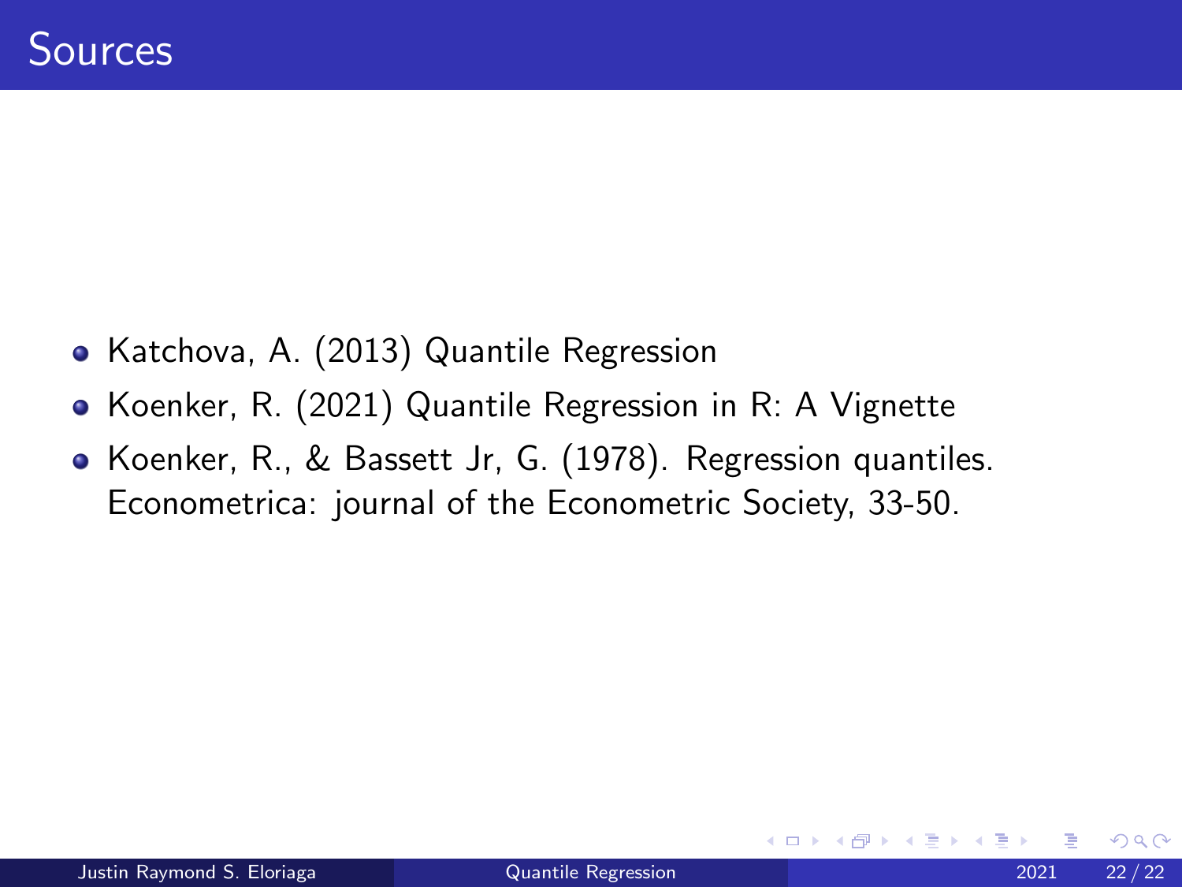# Sources

- Katchova, A. (2013) Quantile Regression
- Koenker, R. (2021) Quantile Regression in R: A Vignette
- Koenker, R., & Bassett Jr, G. (1978). Regression quantiles. Econometrica: journal of the Econometric Society, 33-50.